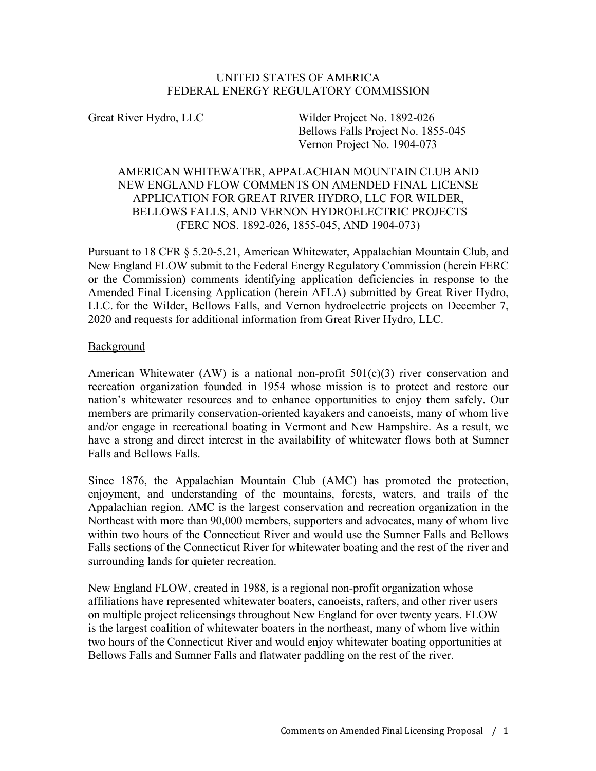UNITED STATES OF AMERICA
FEDERAL ENERGY REGULATORY COMMISSION

Great River Hydro, LLC

Wilder Project No. 1892-026
Bellows Falls Project No. 1855-045
Vernon Project No. 1904-073

AMERICAN WHITEWATER, APPALACHIAN MOUNTAIN CLUB AND NEW ENGLAND FLOW COMMENTS ON AMENDED FINAL LICENSE APPLICATION FOR GREAT RIVER HYDRO, LLC FOR WILDER, BELLOWS FALLS, AND VERNON HYDROELECTRIC PROJECTS (FERC NOS. 1892-026, 1855-045, AND 1904-073)

Pursuant to 18 CFR § 5.20-5.21, American Whitewater, Appalachian Mountain Club, and New England FLOW submit to the Federal Energy Regulatory Commission (herein FERC or the Commission) comments identifying application deficiencies in response to the Amended Final Licensing Application (herein AFLA) submitted by Great River Hydro, LLC. for the Wilder, Bellows Falls, and Vernon hydroelectric projects on December 7, 2020 and requests for additional information from Great River Hydro, LLC.

## Background

American Whitewater (AW) is a national non-profit 501(c)(3) river conservation and recreation organization founded in 1954 whose mission is to protect and restore our nation's whitewater resources and to enhance opportunities to enjoy them safely. Our members are primarily conservation-oriented kayakers and canoeists, many of whom live and/or engage in recreational boating in Vermont and New Hampshire. As a result, we have a strong and direct interest in the availability of whitewater flows both at Sumner Falls and Bellows Falls.

Since 1876, the Appalachian Mountain Club (AMC) has promoted the protection, enjoyment, and understanding of the mountains, forests, waters, and trails of the Appalachian region. AMC is the largest conservation and recreation organization in the Northeast with more than 90,000 members, supporters and advocates, many of whom live within two hours of the Connecticut River and would use the Sumner Falls and Bellows Falls sections of the Connecticut River for whitewater boating and the rest of the river and surrounding lands for quieter recreation.

New England FLOW, created in 1988, is a regional non-profit organization whose affiliations have represented whitewater boaters, canoeists, rafters, and other river users on multiple project relicensings throughout New England for over twenty years. FLOW is the largest coalition of whitewater boaters in the northeast, many of whom live within two hours of the Connecticut River and would enjoy whitewater boating opportunities at Bellows Falls and Sumner Falls and flatwater paddling on the rest of the river.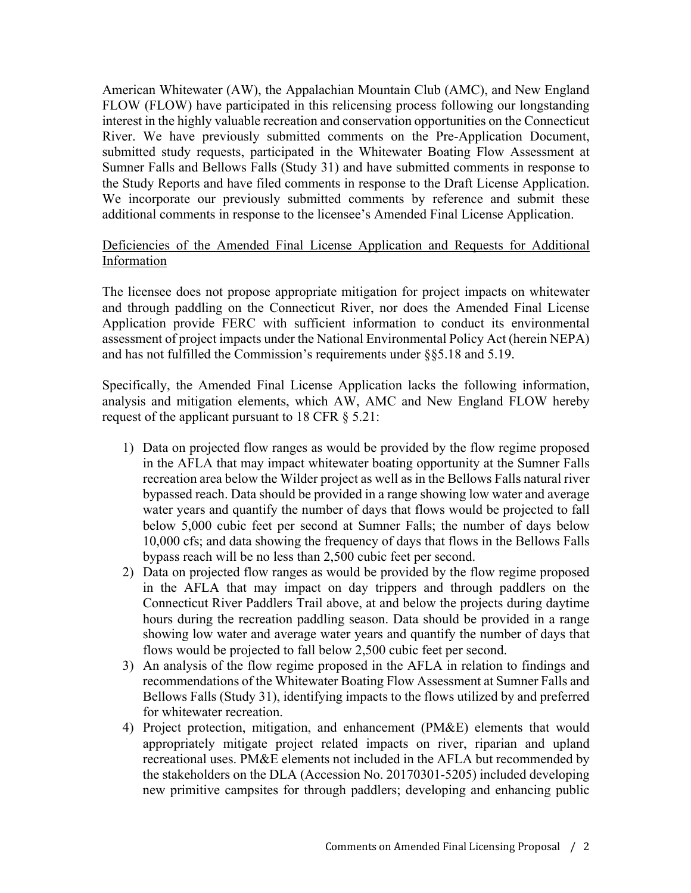American Whitewater (AW), the Appalachian Mountain Club (AMC), and New England FLOW (FLOW) have participated in this relicensing process following our longstanding interest in the highly valuable recreation and conservation opportunities on the Connecticut River. We have previously submitted comments on the Pre-Application Document, submitted study requests, participated in the Whitewater Boating Flow Assessment at Sumner Falls and Bellows Falls (Study 31) and have submitted comments in response to the Study Reports and have filed comments in response to the Draft License Application. We incorporate our previously submitted comments by reference and submit these additional comments in response to the licensee's Amended Final License Application.

<u>Deficiencies of the Amended Final License Application and Requests for Additional Information</u>

The licensee does not propose appropriate mitigation for project impacts on whitewater and through paddling on the Connecticut River, nor does the Amended Final License Application provide FERC with sufficient information to conduct its environmental assessment of project impacts under the National Environmental Policy Act (herein NEPA) and has not fulfilled the Commission's requirements under §§5.18 and 5.19.

Specifically, the Amended Final License Application lacks the following information, analysis and mitigation elements, which AW, AMC and New England FLOW hereby request of the applicant pursuant to 18 CFR § 5.21:

1) Data on projected flow ranges as would be provided by the flow regime proposed in the AFLA that may impact whitewater boating opportunity at the Sumner Falls recreation area below the Wilder project as well as in the Bellows Falls natural river bypassed reach. Data should be provided in a range showing low water and average water years and quantify the number of days that flows would be projected to fall below 5,000 cubic feet per second at Sumner Falls; the number of days below 10,000 cfs; and data showing the frequency of days that flows in the Bellows Falls bypass reach will be no less than 2,500 cubic feet per second.
2) Data on projected flow ranges as would be provided by the flow regime proposed in the AFLA that may impact on day trippers and through paddlers on the Connecticut River Paddlers Trail above, at and below the projects during daytime hours during the recreation paddling season. Data should be provided in a range showing low water and average water years and quantify the number of days that flows would be projected to fall below 2,500 cubic feet per second.
3) An analysis of the flow regime proposed in the AFLA in relation to findings and recommendations of the Whitewater Boating Flow Assessment at Sumner Falls and Bellows Falls (Study 31), identifying impacts to the flows utilized by and preferred for whitewater recreation.
4) Project protection, mitigation, and enhancement (PM&E) elements that would appropriately mitigate project related impacts on river, riparian and upland recreational uses. PM&E elements not included in the AFLA but recommended by the stakeholders on the DLA (Accession No. 20170301-5205) included developing new primitive campsites for through paddlers; developing and enhancing public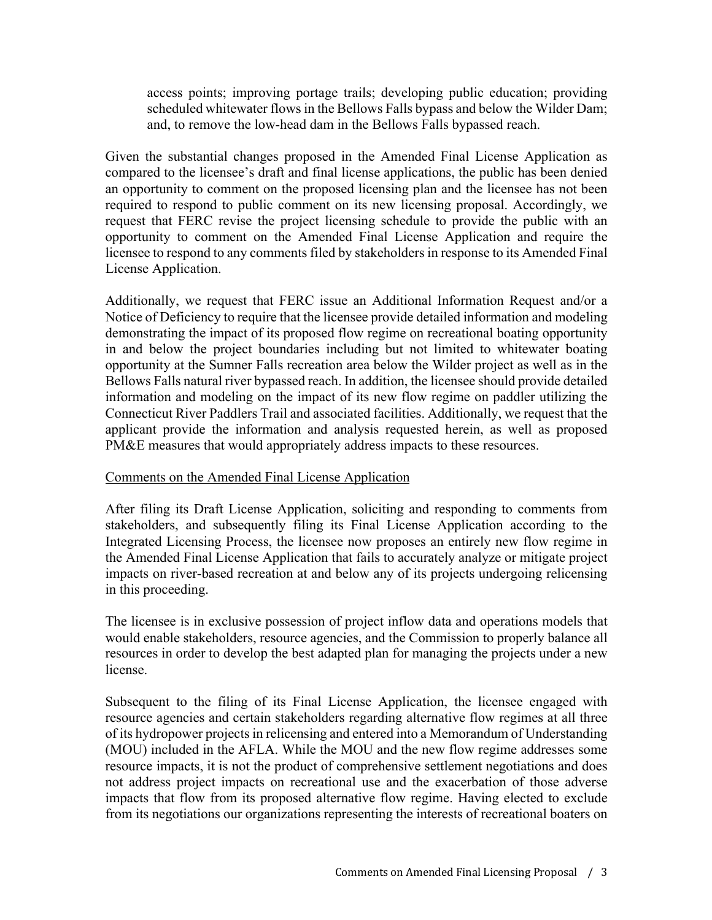access points; improving portage trails; developing public education; providing scheduled whitewater flows in the Bellows Falls bypass and below the Wilder Dam; and, to remove the low-head dam in the Bellows Falls bypassed reach.

Given the substantial changes proposed in the Amended Final License Application as compared to the licensee's draft and final license applications, the public has been denied an opportunity to comment on the proposed licensing plan and the licensee has not been required to respond to public comment on its new licensing proposal. Accordingly, we request that FERC revise the project licensing schedule to provide the public with an opportunity to comment on the Amended Final License Application and require the licensee to respond to any comments filed by stakeholders in response to its Amended Final License Application.

Additionally, we request that FERC issue an Additional Information Request and/or a Notice of Deficiency to require that the licensee provide detailed information and modeling demonstrating the impact of its proposed flow regime on recreational boating opportunity in and below the project boundaries including but not limited to whitewater boating opportunity at the Sumner Falls recreation area below the Wilder project as well as in the Bellows Falls natural river bypassed reach. In addition, the licensee should provide detailed information and modeling on the impact of its new flow regime on paddler utilizing the Connecticut River Paddlers Trail and associated facilities. Additionally, we request that the applicant provide the information and analysis requested herein, as well as proposed PM&E measures that would appropriately address impacts to these resources.

Comments on the Amended Final License Application

After filing its Draft License Application, soliciting and responding to comments from stakeholders, and subsequently filing its Final License Application according to the Integrated Licensing Process, the licensee now proposes an entirely new flow regime in the Amended Final License Application that fails to accurately analyze or mitigate project impacts on river-based recreation at and below any of its projects undergoing relicensing in this proceeding.

The licensee is in exclusive possession of project inflow data and operations models that would enable stakeholders, resource agencies, and the Commission to properly balance all resources in order to develop the best adapted plan for managing the projects under a new license.

Subsequent to the filing of its Final License Application, the licensee engaged with resource agencies and certain stakeholders regarding alternative flow regimes at all three of its hydropower projects in relicensing and entered into a Memorandum of Understanding (MOU) included in the AFLA. While the MOU and the new flow regime addresses some resource impacts, it is not the product of comprehensive settlement negotiations and does not address project impacts on recreational use and the exacerbation of those adverse impacts that flow from its proposed alternative flow regime. Having elected to exclude from its negotiations our organizations representing the interests of recreational boaters on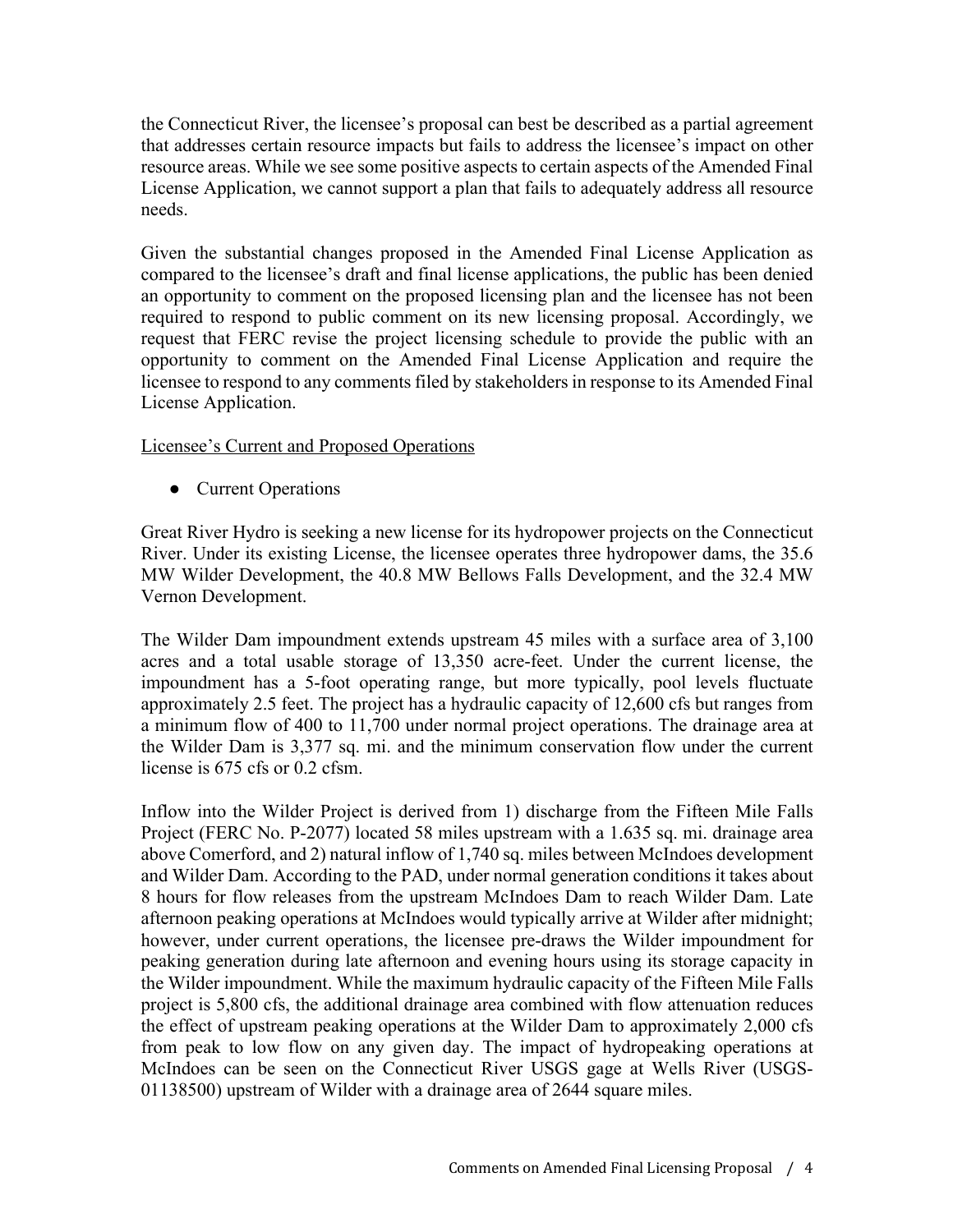the Connecticut River, the licensee's proposal can best be described as a partial agreement that addresses certain resource impacts but fails to address the licensee's impact on other resource areas. While we see some positive aspects to certain aspects of the Amended Final License Application, we cannot support a plan that fails to adequately address all resource needs.

Given the substantial changes proposed in the Amended Final License Application as compared to the licensee's draft and final license applications, the public has been denied an opportunity to comment on the proposed licensing plan and the licensee has not been required to respond to public comment on its new licensing proposal. Accordingly, we request that FERC revise the project licensing schedule to provide the public with an opportunity to comment on the Amended Final License Application and require the licensee to respond to any comments filed by stakeholders in response to its Amended Final License Application.

<u>Licensee's Current and Proposed Operations</u>

- Current Operations

Great River Hydro is seeking a new license for its hydropower projects on the Connecticut River. Under its existing License, the licensee operates three hydropower dams, the 35.6 MW Wilder Development, the 40.8 MW Bellows Falls Development, and the 32.4 MW Vernon Development.

The Wilder Dam impoundment extends upstream 45 miles with a surface area of 3,100 acres and a total usable storage of 13,350 acre-feet. Under the current license, the impoundment has a 5-foot operating range, but more typically, pool levels fluctuate approximately 2.5 feet. The project has a hydraulic capacity of 12,600 cfs but ranges from a minimum flow of 400 to 11,700 under normal project operations. The drainage area at the Wilder Dam is 3,377 sq. mi. and the minimum conservation flow under the current license is 675 cfs or 0.2 cfsm.

Inflow into the Wilder Project is derived from 1) discharge from the Fifteen Mile Falls Project (FERC No. P-2077) located 58 miles upstream with a 1.635 sq. mi. drainage area above Comerford, and 2) natural inflow of 1,740 sq. miles between McIndoes development and Wilder Dam. According to the PAD, under normal generation conditions it takes about 8 hours for flow releases from the upstream McIndoes Dam to reach Wilder Dam. Late afternoon peaking operations at McIndoes would typically arrive at Wilder after midnight; however, under current operations, the licensee pre-draws the Wilder impoundment for peaking generation during late afternoon and evening hours using its storage capacity in the Wilder impoundment. While the maximum hydraulic capacity of the Fifteen Mile Falls project is 5,800 cfs, the additional drainage area combined with flow attenuation reduces the effect of upstream peaking operations at the Wilder Dam to approximately 2,000 cfs from peak to low flow on any given day. The impact of hydropeaking operations at McIndoes can be seen on the Connecticut River USGS gage at Wells River (USGS-01138500) upstream of Wilder with a drainage area of 2644 square miles.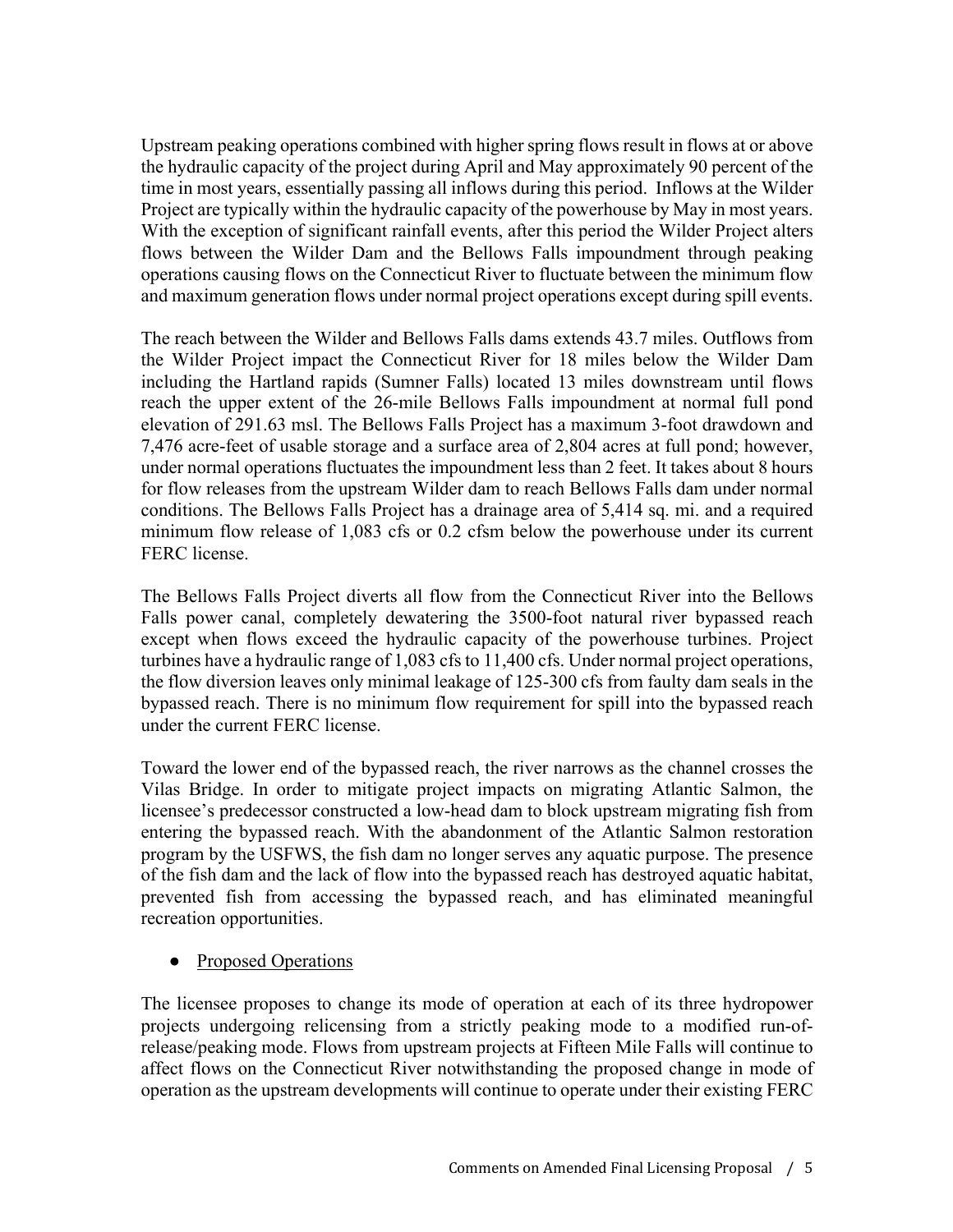Upstream peaking operations combined with higher spring flows result in flows at or above the hydraulic capacity of the project during April and May approximately 90 percent of the time in most years, essentially passing all inflows during this period. Inflows at the Wilder Project are typically within the hydraulic capacity of the powerhouse by May in most years. With the exception of significant rainfall events, after this period the Wilder Project alters flows between the Wilder Dam and the Bellows Falls impoundment through peaking operations causing flows on the Connecticut River to fluctuate between the minimum flow and maximum generation flows under normal project operations except during spill events.

The reach between the Wilder and Bellows Falls dams extends 43.7 miles. Outflows from the Wilder Project impact the Connecticut River for 18 miles below the Wilder Dam including the Hartland rapids (Sumner Falls) located 13 miles downstream until flows reach the upper extent of the 26-mile Bellows Falls impoundment at normal full pond elevation of 291.63 msl. The Bellows Falls Project has a maximum 3-foot drawdown and 7,476 acre-feet of usable storage and a surface area of 2,804 acres at full pond; however, under normal operations fluctuates the impoundment less than 2 feet. It takes about 8 hours for flow releases from the upstream Wilder dam to reach Bellows Falls dam under normal conditions. The Bellows Falls Project has a drainage area of 5,414 sq. mi. and a required minimum flow release of 1,083 cfs or 0.2 cfsm below the powerhouse under its current FERC license.

The Bellows Falls Project diverts all flow from the Connecticut River into the Bellows Falls power canal, completely dewatering the 3500-foot natural river bypassed reach except when flows exceed the hydraulic capacity of the powerhouse turbines. Project turbines have a hydraulic range of 1,083 cfs to 11,400 cfs. Under normal project operations, the flow diversion leaves only minimal leakage of 125-300 cfs from faulty dam seals in the bypassed reach. There is no minimum flow requirement for spill into the bypassed reach under the current FERC license.

Toward the lower end of the bypassed reach, the river narrows as the channel crosses the Vilas Bridge. In order to mitigate project impacts on migrating Atlantic Salmon, the licensee's predecessor constructed a low-head dam to block upstream migrating fish from entering the bypassed reach. With the abandonment of the Atlantic Salmon restoration program by the USFWS, the fish dam no longer serves any aquatic purpose. The presence of the fish dam and the lack of flow into the bypassed reach has destroyed aquatic habitat, prevented fish from accessing the bypassed reach, and has eliminated meaningful recreation opportunities.

- Proposed Operations

The licensee proposes to change its mode of operation at each of its three hydropower projects undergoing relicensing from a strictly peaking mode to a modified run-of-release/peaking mode. Flows from upstream projects at Fifteen Mile Falls will continue to affect flows on the Connecticut River notwithstanding the proposed change in mode of operation as the upstream developments will continue to operate under their existing FERC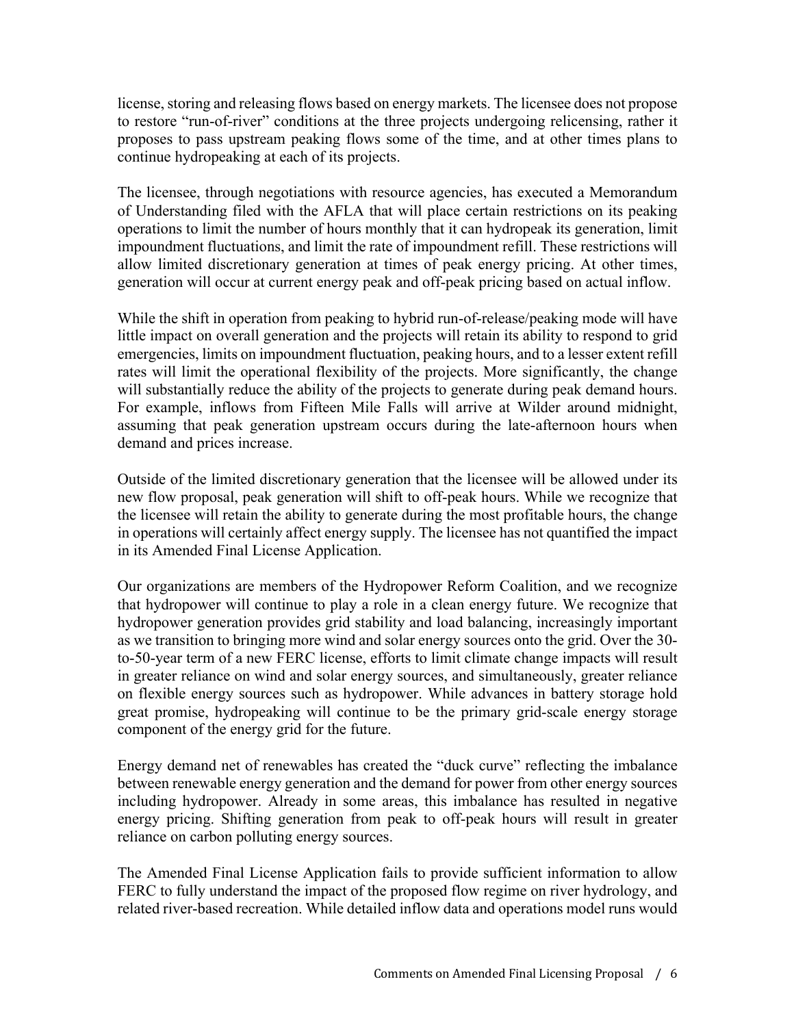license, storing and releasing flows based on energy markets. The licensee does not propose to restore "run-of-river" conditions at the three projects undergoing relicensing, rather it proposes to pass upstream peaking flows some of the time, and at other times plans to continue hydropeaking at each of its projects.

The licensee, through negotiations with resource agencies, has executed a Memorandum of Understanding filed with the AFLA that will place certain restrictions on its peaking operations to limit the number of hours monthly that it can hydropeak its generation, limit impoundment fluctuations, and limit the rate of impoundment refill. These restrictions will allow limited discretionary generation at times of peak energy pricing. At other times, generation will occur at current energy peak and off-peak pricing based on actual inflow.

While the shift in operation from peaking to hybrid run-of-release/peaking mode will have little impact on overall generation and the projects will retain its ability to respond to grid emergencies, limits on impoundment fluctuation, peaking hours, and to a lesser extent refill rates will limit the operational flexibility of the projects. More significantly, the change will substantially reduce the ability of the projects to generate during peak demand hours. For example, inflows from Fifteen Mile Falls will arrive at Wilder around midnight, assuming that peak generation upstream occurs during the late-afternoon hours when demand and prices increase.

Outside of the limited discretionary generation that the licensee will be allowed under its new flow proposal, peak generation will shift to off-peak hours. While we recognize that the licensee will retain the ability to generate during the most profitable hours, the change in operations will certainly affect energy supply. The licensee has not quantified the impact in its Amended Final License Application.

Our organizations are members of the Hydropower Reform Coalition, and we recognize that hydropower will continue to play a role in a clean energy future. We recognize that hydropower generation provides grid stability and load balancing, increasingly important as we transition to bringing more wind and solar energy sources onto the grid. Over the 30-to-50-year term of a new FERC license, efforts to limit climate change impacts will result in greater reliance on wind and solar energy sources, and simultaneously, greater reliance on flexible energy sources such as hydropower. While advances in battery storage hold great promise, hydropeaking will continue to be the primary grid-scale energy storage component of the energy grid for the future.

Energy demand net of renewables has created the "duck curve" reflecting the imbalance between renewable energy generation and the demand for power from other energy sources including hydropower. Already in some areas, this imbalance has resulted in negative energy pricing. Shifting generation from peak to off-peak hours will result in greater reliance on carbon polluting energy sources.

The Amended Final License Application fails to provide sufficient information to allow FERC to fully understand the impact of the proposed flow regime on river hydrology, and related river-based recreation. While detailed inflow data and operations model runs would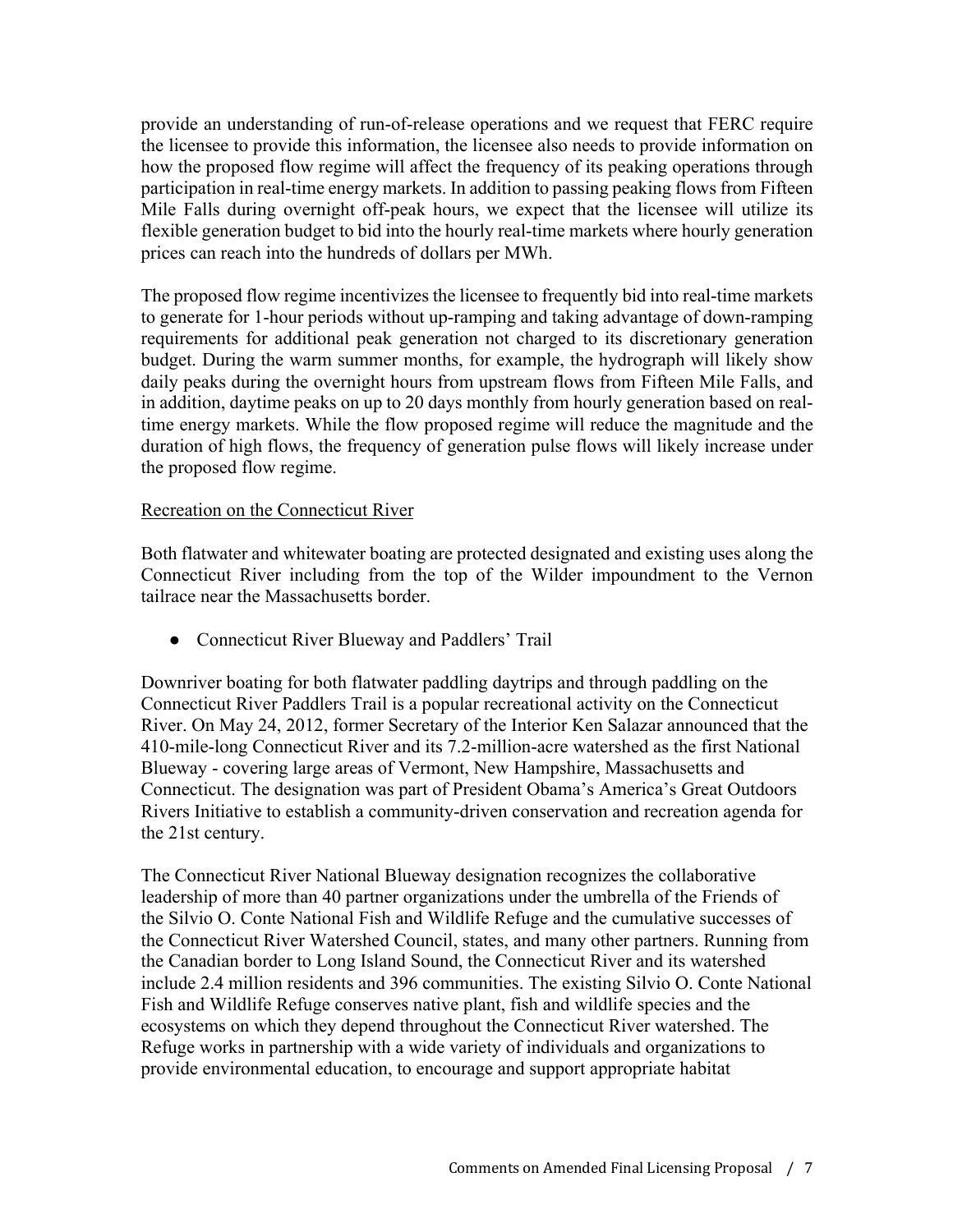provide an understanding of run-of-release operations and we request that FERC require the licensee to provide this information, the licensee also needs to provide information on how the proposed flow regime will affect the frequency of its peaking operations through participation in real-time energy markets. In addition to passing peaking flows from Fifteen Mile Falls during overnight off-peak hours, we expect that the licensee will utilize its flexible generation budget to bid into the hourly real-time markets where hourly generation prices can reach into the hundreds of dollars per MWh.

The proposed flow regime incentivizes the licensee to frequently bid into real-time markets to generate for 1-hour periods without up-ramping and taking advantage of down-ramping requirements for additional peak generation not charged to its discretionary generation budget. During the warm summer months, for example, the hydrograph will likely show daily peaks during the overnight hours from upstream flows from Fifteen Mile Falls, and in addition, daytime peaks on up to 20 days monthly from hourly generation based on real-time energy markets. While the flow proposed regime will reduce the magnitude and the duration of high flows, the frequency of generation pulse flows will likely increase under the proposed flow regime.

Recreation on the Connecticut River

Both flatwater and whitewater boating are protected designated and existing uses along the Connecticut River including from the top of the Wilder impoundment to the Vernon tailrace near the Massachusetts border.

- Connecticut River Blueway and Paddlers' Trail

Downriver boating for both flatwater paddling daytrips and through paddling on the Connecticut River Paddlers Trail is a popular recreational activity on the Connecticut River. On May 24, 2012, former Secretary of the Interior Ken Salazar announced that the 410-mile-long Connecticut River and its 7.2-million-acre watershed as the first National Blueway - covering large areas of Vermont, New Hampshire, Massachusetts and Connecticut. The designation was part of President Obama's America's Great Outdoors Rivers Initiative to establish a community-driven conservation and recreation agenda for the 21st century.

The Connecticut River National Blueway designation recognizes the collaborative leadership of more than 40 partner organizations under the umbrella of the Friends of the Silvio O. Conte National Fish and Wildlife Refuge and the cumulative successes of the Connecticut River Watershed Council, states, and many other partners. Running from the Canadian border to Long Island Sound, the Connecticut River and its watershed include 2.4 million residents and 396 communities. The existing Silvio O. Conte National Fish and Wildlife Refuge conserves native plant, fish and wildlife species and the ecosystems on which they depend throughout the Connecticut River watershed. The Refuge works in partnership with a wide variety of individuals and organizations to provide environmental education, to encourage and support appropriate habitat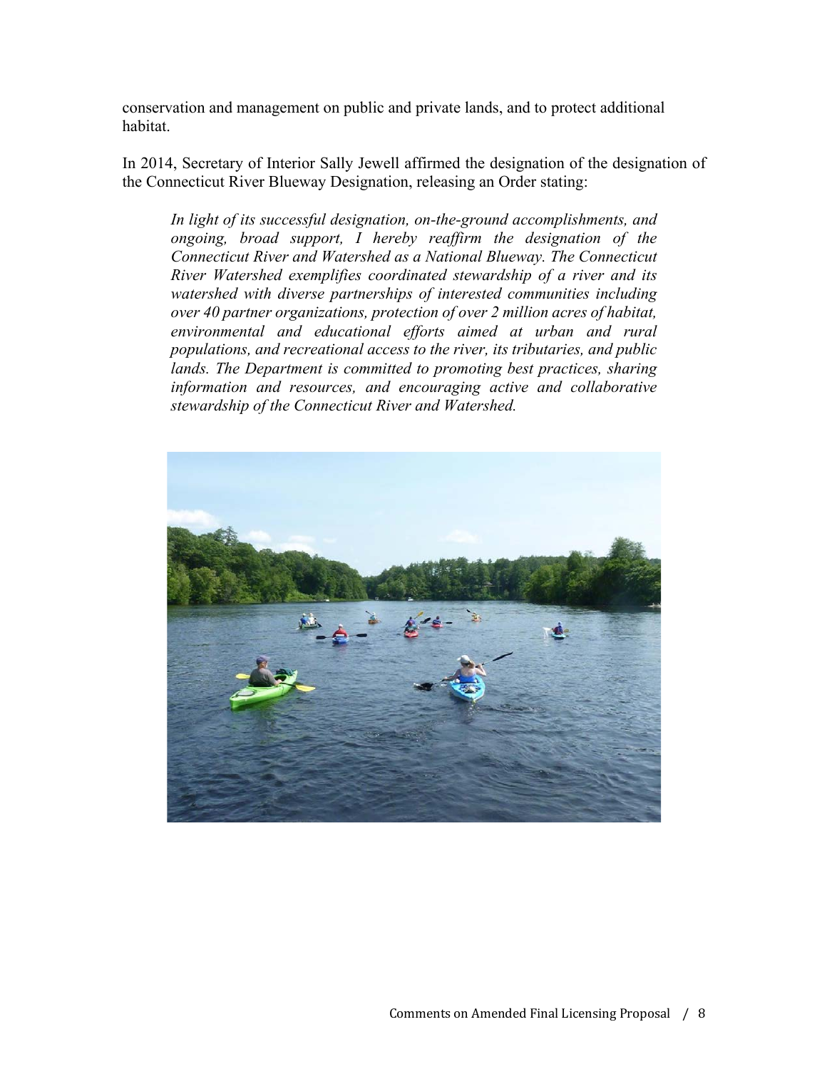conservation and management on public and private lands, and to protect additional habitat.

In 2014, Secretary of Interior Sally Jewell affirmed the designation of the designation of the Connecticut River Blueway Designation, releasing an Order stating:

> *In light of its successful designation, on-the-ground accomplishments, and ongoing, broad support, I hereby reaffirm the designation of the Connecticut River and Watershed as a National Blueway. The Connecticut River Watershed exemplifies coordinated stewardship of a river and its watershed with diverse partnerships of interested communities including over 40 partner organizations, protection of over 2 million acres of habitat, environmental and educational efforts aimed at urban and rural populations, and recreational access to the river, its tributaries, and public lands. The Department is committed to promoting best practices, sharing information and resources, and encouraging active and collaborative stewardship of the Connecticut River and Watershed.*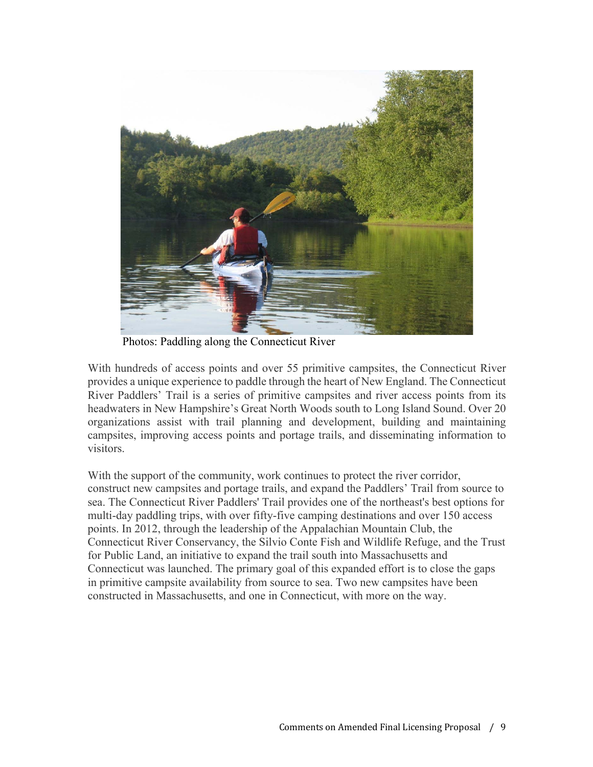Photos: Paddling along the Connecticut River

With hundreds of access points and over 55 primitive campsites, the Connecticut River provides a unique experience to paddle through the heart of New England. The Connecticut River Paddlers' Trail is a series of primitive campsites and river access points from its headwaters in New Hampshire's Great North Woods south to Long Island Sound. Over 20 organizations assist with trail planning and development, building and maintaining campsites, improving access points and portage trails, and disseminating information to visitors.

With the support of the community, work continues to protect the river corridor, construct new campsites and portage trails, and expand the Paddlers' Trail from source to sea. The Connecticut River Paddlers' Trail provides one of the northeast's best options for multi-day paddling trips, with over fifty-five camping destinations and over 150 access points. In 2012, through the leadership of the Appalachian Mountain Club, the Connecticut River Conservancy, the Silvio Conte Fish and Wildlife Refuge, and the Trust for Public Land, an initiative to expand the trail south into Massachusetts and Connecticut was launched. The primary goal of this expanded effort is to close the gaps in primitive campsite availability from source to sea. Two new campsites have been constructed in Massachusetts, and one in Connecticut, with more on the way.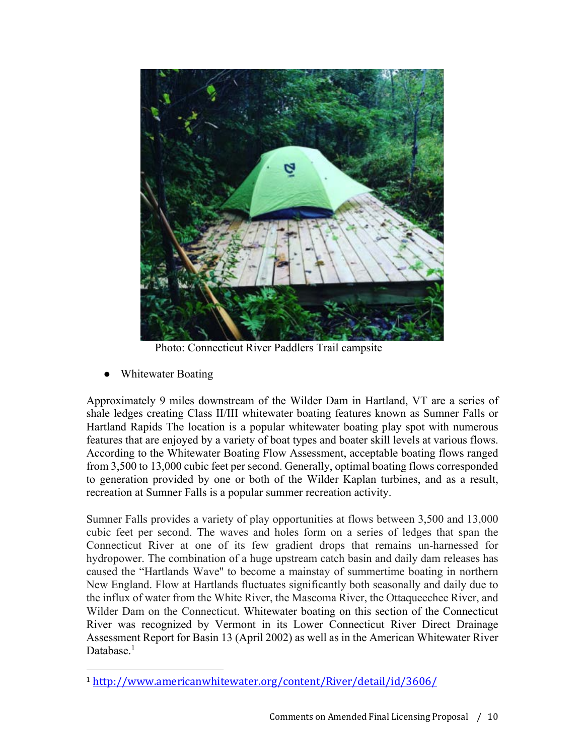Photo: Connecticut River Paddlers Trail campsite

- Whitewater Boating

Approximately 9 miles downstream of the Wilder Dam in Hartland, VT are a series of shale ledges creating Class II/III whitewater boating features known as Sumner Falls or Hartland Rapids The location is a popular whitewater boating play spot with numerous features that are enjoyed by a variety of boat types and boater skill levels at various flows. According to the Whitewater Boating Flow Assessment, acceptable boating flows ranged from 3,500 to 13,000 cubic feet per second. Generally, optimal boating flows corresponded to generation provided by one or both of the Wilder Kaplan turbines, and as a result, recreation at Sumner Falls is a popular summer recreation activity.

Sumner Falls provides a variety of play opportunities at flows between 3,500 and 13,000 cubic feet per second. The waves and holes form on a series of ledges that span the Connecticut River at one of its few gradient drops that remains un-harnessed for hydropower. The combination of a huge upstream catch basin and daily dam releases has caused the "Hartlands Wave" to become a mainstay of summertime boating in northern New England. Flow at Hartlands fluctuates significantly both seasonally and daily due to the influx of water from the White River, the Mascoma River, the Ottaqueechee River, and Wilder Dam on the Connecticut. Whitewater boating on this section of the Connecticut River was recognized by Vermont in its Lower Connecticut River Direct Drainage Assessment Report for Basin 13 (April 2002) as well as in the American Whitewater River Database.[1]

[1] http://www.americanwhitewater.org/content/River/detail/id/3606/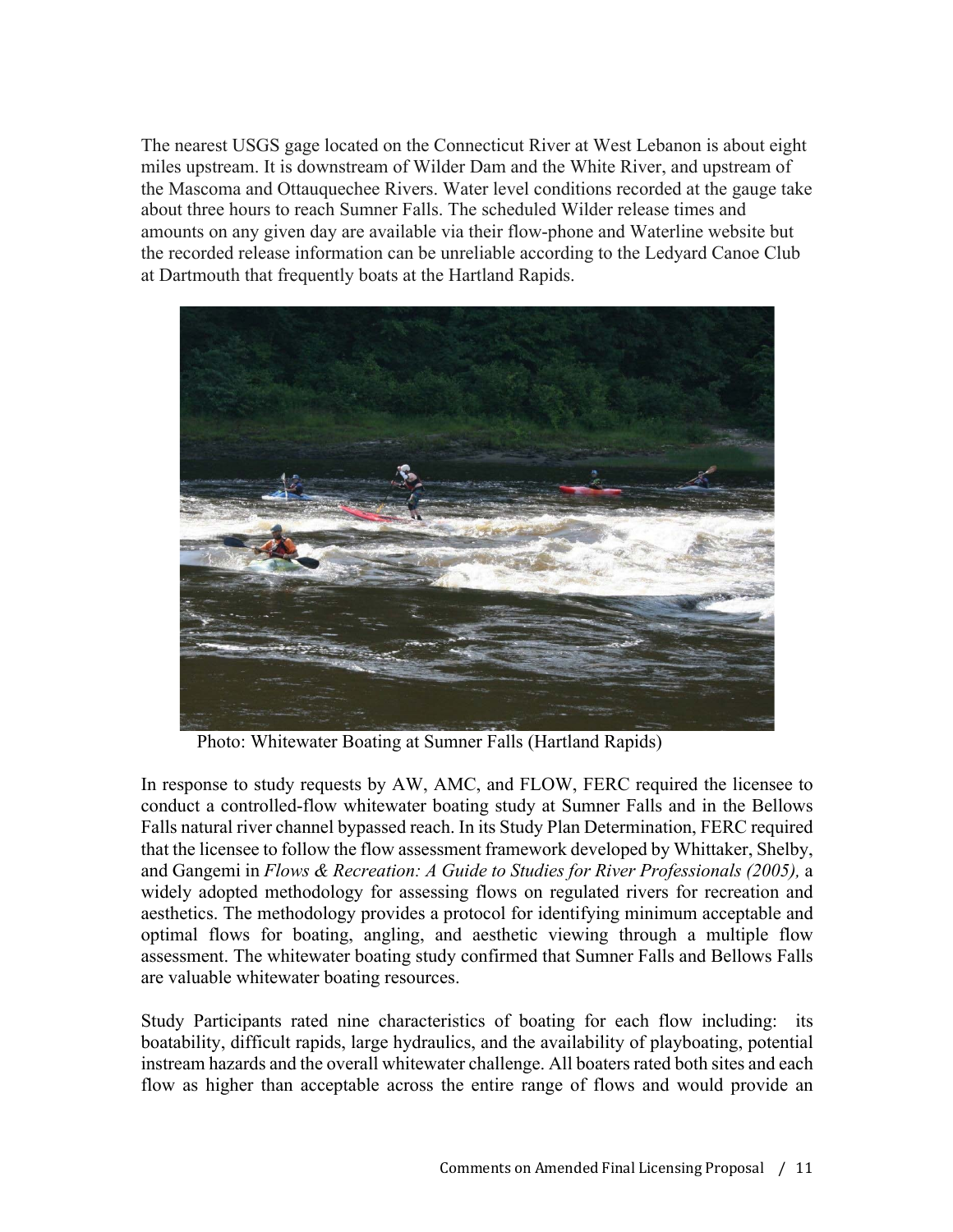The nearest USGS gage located on the Connecticut River at West Lebanon is about eight miles upstream. It is downstream of Wilder Dam and the White River, and upstream of the Mascoma and Ottauquechee Rivers. Water level conditions recorded at the gauge take about three hours to reach Sumner Falls. The scheduled Wilder release times and amounts on any given day are available via their flow-phone and Waterline website but the recorded release information can be unreliable according to the Ledyard Canoe Club at Dartmouth that frequently boats at the Hartland Rapids.

Photo: Whitewater Boating at Sumner Falls (Hartland Rapids)

In response to study requests by AW, AMC, and FLOW, FERC required the licensee to conduct a controlled-flow whitewater boating study at Sumner Falls and in the Bellows Falls natural river channel bypassed reach. In its Study Plan Determination, FERC required that the licensee to follow the flow assessment framework developed by Whittaker, Shelby, and Gangemi in *Flows & Recreation: A Guide to Studies for River Professionals (2005),* a widely adopted methodology for assessing flows on regulated rivers for recreation and aesthetics. The methodology provides a protocol for identifying minimum acceptable and optimal flows for boating, angling, and aesthetic viewing through a multiple flow assessment. The whitewater boating study confirmed that Sumner Falls and Bellows Falls are valuable whitewater boating resources.

Study Participants rated nine characteristics of boating for each flow including: its boatability, difficult rapids, large hydraulics, and the availability of playboating, potential instream hazards and the overall whitewater challenge. All boaters rated both sites and each flow as higher than acceptable across the entire range of flows and would provide an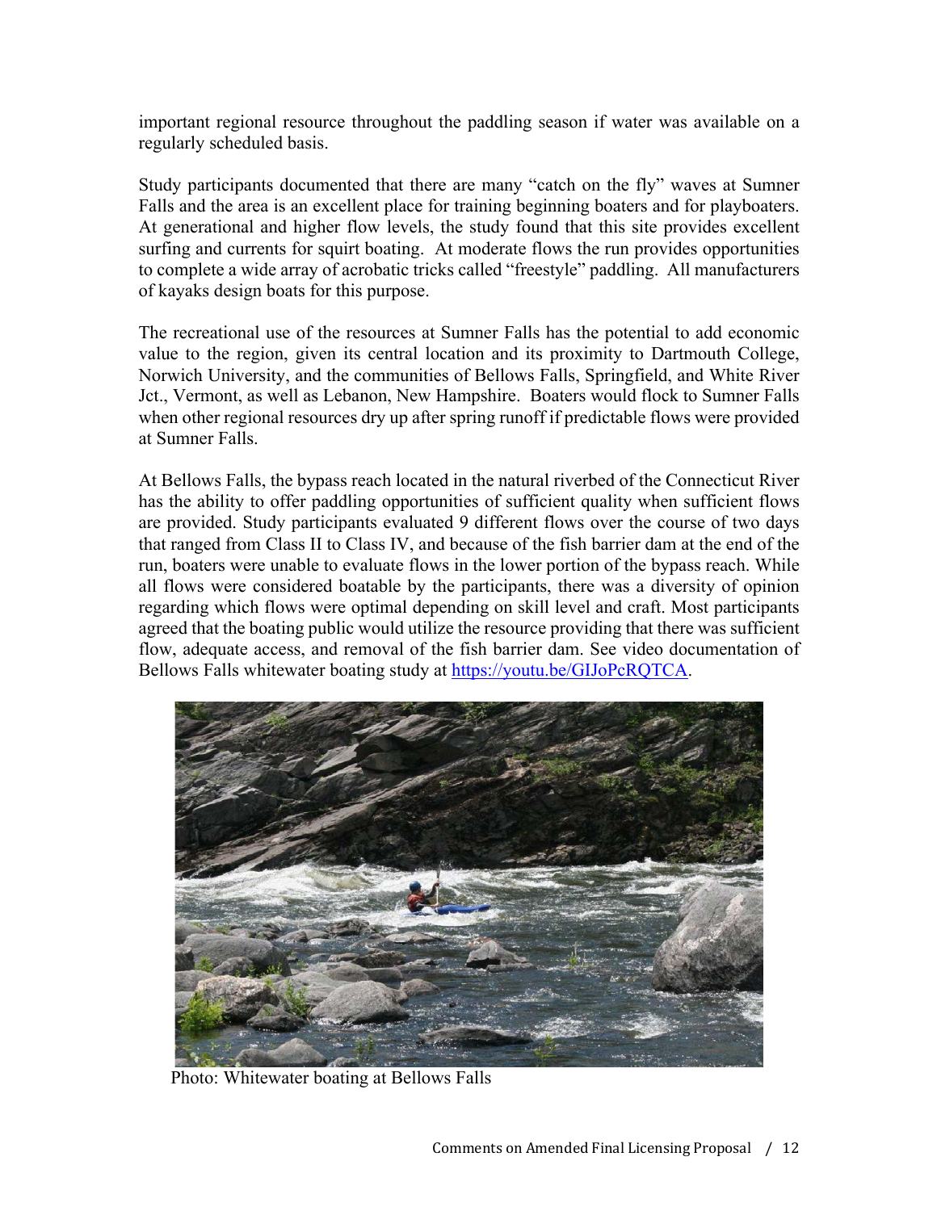important regional resource throughout the paddling season if water was available on a regularly scheduled basis.

Study participants documented that there are many "catch on the fly" waves at Sumner Falls and the area is an excellent place for training beginning boaters and for playboaters. At generational and higher flow levels, the study found that this site provides excellent surfing and currents for squirt boating. At moderate flows the run provides opportunities to complete a wide array of acrobatic tricks called "freestyle" paddling. All manufacturers of kayaks design boats for this purpose.

The recreational use of the resources at Sumner Falls has the potential to add economic value to the region, given its central location and its proximity to Dartmouth College, Norwich University, and the communities of Bellows Falls, Springfield, and White River Jct., Vermont, as well as Lebanon, New Hampshire. Boaters would flock to Sumner Falls when other regional resources dry up after spring runoff if predictable flows were provided at Sumner Falls.

At Bellows Falls, the bypass reach located in the natural riverbed of the Connecticut River has the ability to offer paddling opportunities of sufficient quality when sufficient flows are provided. Study participants evaluated 9 different flows over the course of two days that ranged from Class II to Class IV, and because of the fish barrier dam at the end of the run, boaters were unable to evaluate flows in the lower portion of the bypass reach. While all flows were considered boatable by the participants, there was a diversity of opinion regarding which flows were optimal depending on skill level and craft. Most participants agreed that the boating public would utilize the resource providing that there was sufficient flow, adequate access, and removal of the fish barrier dam. See video documentation of Bellows Falls whitewater boating study at [https://youtu.be/GIJoPcRQTCA](https://youtu.be/GIJoPcRQTCA).

Photo: Whitewater boating at Bellows Falls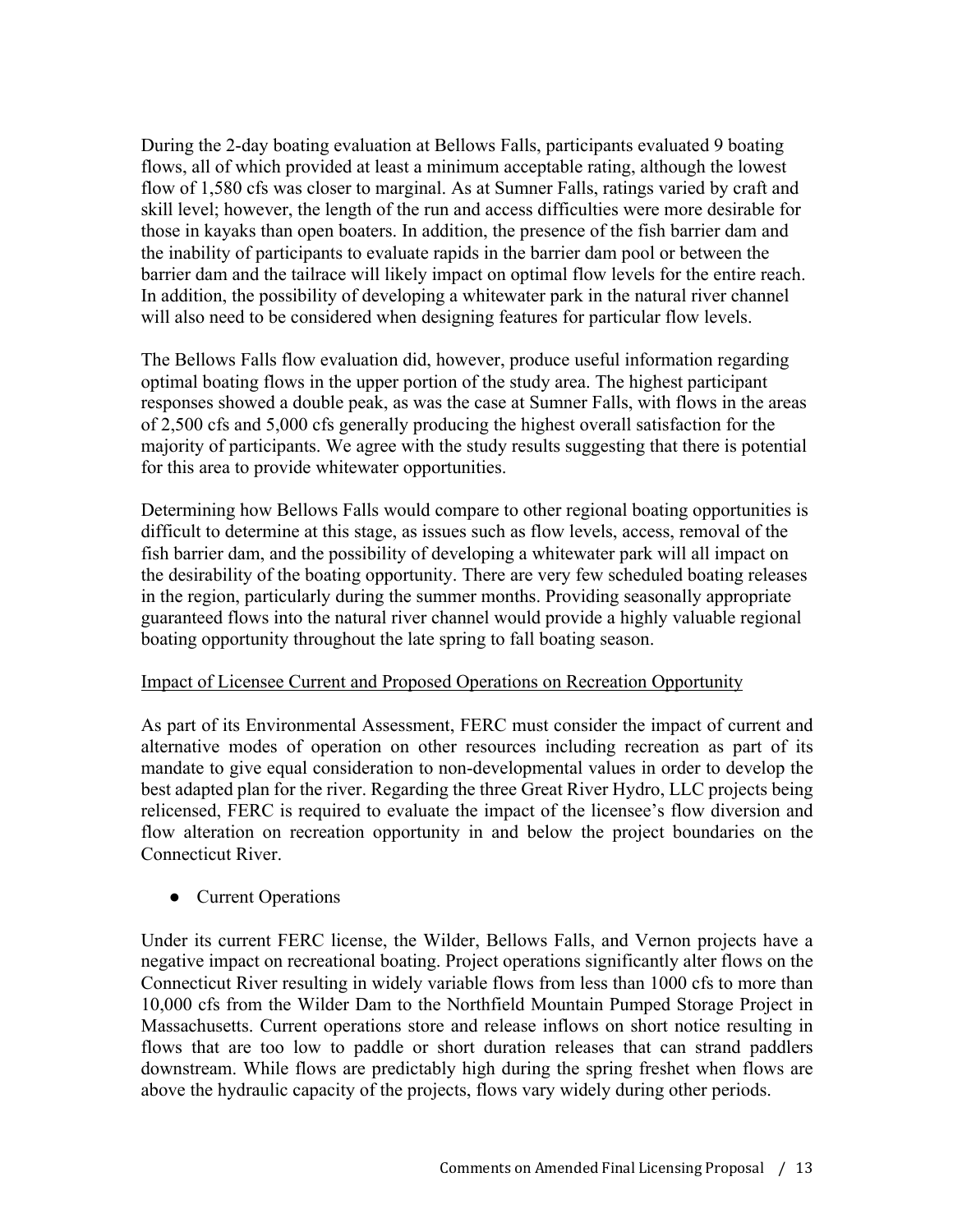During the 2-day boating evaluation at Bellows Falls, participants evaluated 9 boating flows, all of which provided at least a minimum acceptable rating, although the lowest flow of 1,580 cfs was closer to marginal. As at Sumner Falls, ratings varied by craft and skill level; however, the length of the run and access difficulties were more desirable for those in kayaks than open boaters. In addition, the presence of the fish barrier dam and the inability of participants to evaluate rapids in the barrier dam pool or between the barrier dam and the tailrace will likely impact on optimal flow levels for the entire reach. In addition, the possibility of developing a whitewater park in the natural river channel will also need to be considered when designing features for particular flow levels.

The Bellows Falls flow evaluation did, however, produce useful information regarding optimal boating flows in the upper portion of the study area. The highest participant responses showed a double peak, as was the case at Sumner Falls, with flows in the areas of 2,500 cfs and 5,000 cfs generally producing the highest overall satisfaction for the majority of participants. We agree with the study results suggesting that there is potential for this area to provide whitewater opportunities.

Determining how Bellows Falls would compare to other regional boating opportunities is difficult to determine at this stage, as issues such as flow levels, access, removal of the fish barrier dam, and the possibility of developing a whitewater park will all impact on the desirability of the boating opportunity. There are very few scheduled boating releases in the region, particularly during the summer months. Providing seasonally appropriate guaranteed flows into the natural river channel would provide a highly valuable regional boating opportunity throughout the late spring to fall boating season.

<u>Impact of Licensee Current and Proposed Operations on Recreation Opportunity</u>

As part of its Environmental Assessment, FERC must consider the impact of current and alternative modes of operation on other resources including recreation as part of its mandate to give equal consideration to non-developmental values in order to develop the best adapted plan for the river. Regarding the three Great River Hydro, LLC projects being relicensed, FERC is required to evaluate the impact of the licensee's flow diversion and flow alteration on recreation opportunity in and below the project boundaries on the Connecticut River.

- Current Operations

Under its current FERC license, the Wilder, Bellows Falls, and Vernon projects have a negative impact on recreational boating. Project operations significantly alter flows on the Connecticut River resulting in widely variable flows from less than 1000 cfs to more than 10,000 cfs from the Wilder Dam to the Northfield Mountain Pumped Storage Project in Massachusetts. Current operations store and release inflows on short notice resulting in flows that are too low to paddle or short duration releases that can strand paddlers downstream. While flows are predictably high during the spring freshet when flows are above the hydraulic capacity of the projects, flows vary widely during other periods.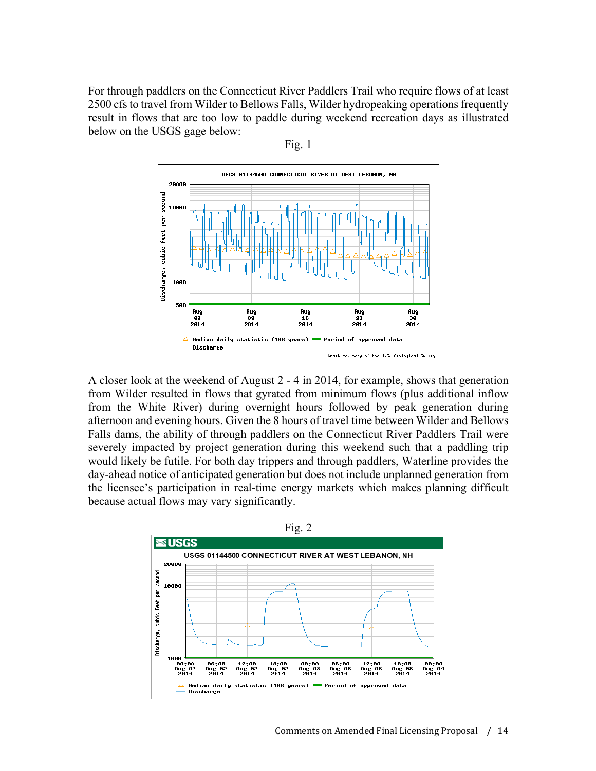For through paddlers on the Connecticut River Paddlers Trail who require flows of at least 2500 cfs to travel from Wilder to Bellows Falls, Wilder hydropeaking operations frequently result in flows that are too low to paddle during weekend recreation days as illustrated below on the USGS gage below:

Fig. 1

A closer look at the weekend of August 2 - 4 in 2014, for example, shows that generation from Wilder resulted in flows that gyrated from minimum flows (plus additional inflow from the White River) during overnight hours followed by peak generation during afternoon and evening hours. Given the 8 hours of travel time between Wilder and Bellows Falls dams, the ability of through paddlers on the Connecticut River Paddlers Trail were severely impacted by project generation during this weekend such that a paddling trip would likely be futile. For both day trippers and through paddlers, Waterline provides the day-ahead notice of anticipated generation but does not include unplanned generation from the licensee's participation in real-time energy markets which makes planning difficult because actual flows may vary significantly.

Fig. 2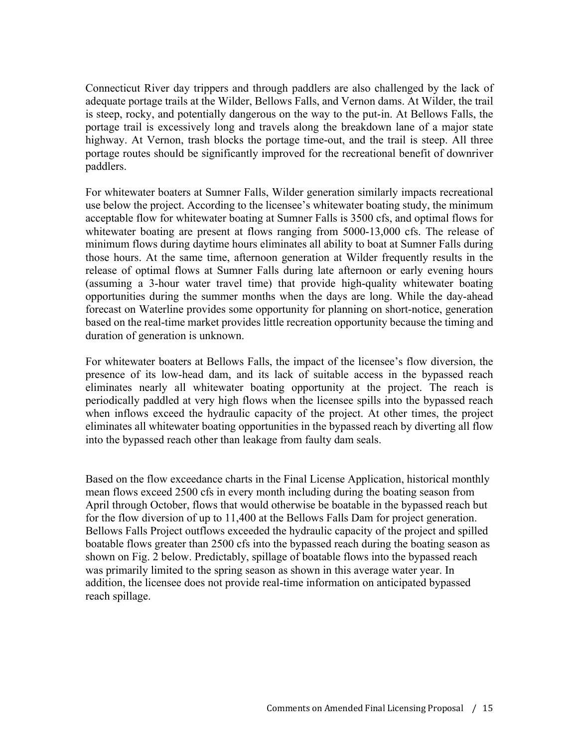Connecticut River day trippers and through paddlers are also challenged by the lack of adequate portage trails at the Wilder, Bellows Falls, and Vernon dams. At Wilder, the trail is steep, rocky, and potentially dangerous on the way to the put-in. At Bellows Falls, the portage trail is excessively long and travels along the breakdown lane of a major state highway. At Vernon, trash blocks the portage time-out, and the trail is steep. All three portage routes should be significantly improved for the recreational benefit of downriver paddlers.

For whitewater boaters at Sumner Falls, Wilder generation similarly impacts recreational use below the project. According to the licensee's whitewater boating study, the minimum acceptable flow for whitewater boating at Sumner Falls is 3500 cfs, and optimal flows for whitewater boating are present at flows ranging from 5000-13,000 cfs. The release of minimum flows during daytime hours eliminates all ability to boat at Sumner Falls during those hours. At the same time, afternoon generation at Wilder frequently results in the release of optimal flows at Sumner Falls during late afternoon or early evening hours (assuming a 3-hour water travel time) that provide high-quality whitewater boating opportunities during the summer months when the days are long. While the day-ahead forecast on Waterline provides some opportunity for planning on short-notice, generation based on the real-time market provides little recreation opportunity because the timing and duration of generation is unknown.

For whitewater boaters at Bellows Falls, the impact of the licensee's flow diversion, the presence of its low-head dam, and its lack of suitable access in the bypassed reach eliminates nearly all whitewater boating opportunity at the project. The reach is periodically paddled at very high flows when the licensee spills into the bypassed reach when inflows exceed the hydraulic capacity of the project. At other times, the project eliminates all whitewater boating opportunities in the bypassed reach by diverting all flow into the bypassed reach other than leakage from faulty dam seals.

Based on the flow exceedance charts in the Final License Application, historical monthly mean flows exceed 2500 cfs in every month including during the boating season from April through October, flows that would otherwise be boatable in the bypassed reach but for the flow diversion of up to 11,400 at the Bellows Falls Dam for project generation. Bellows Falls Project outflows exceeded the hydraulic capacity of the project and spilled boatable flows greater than 2500 cfs into the bypassed reach during the boating season as shown on Fig. 2 below. Predictably, spillage of boatable flows into the bypassed reach was primarily limited to the spring season as shown in this average water year. In addition, the licensee does not provide real-time information on anticipated bypassed reach spillage.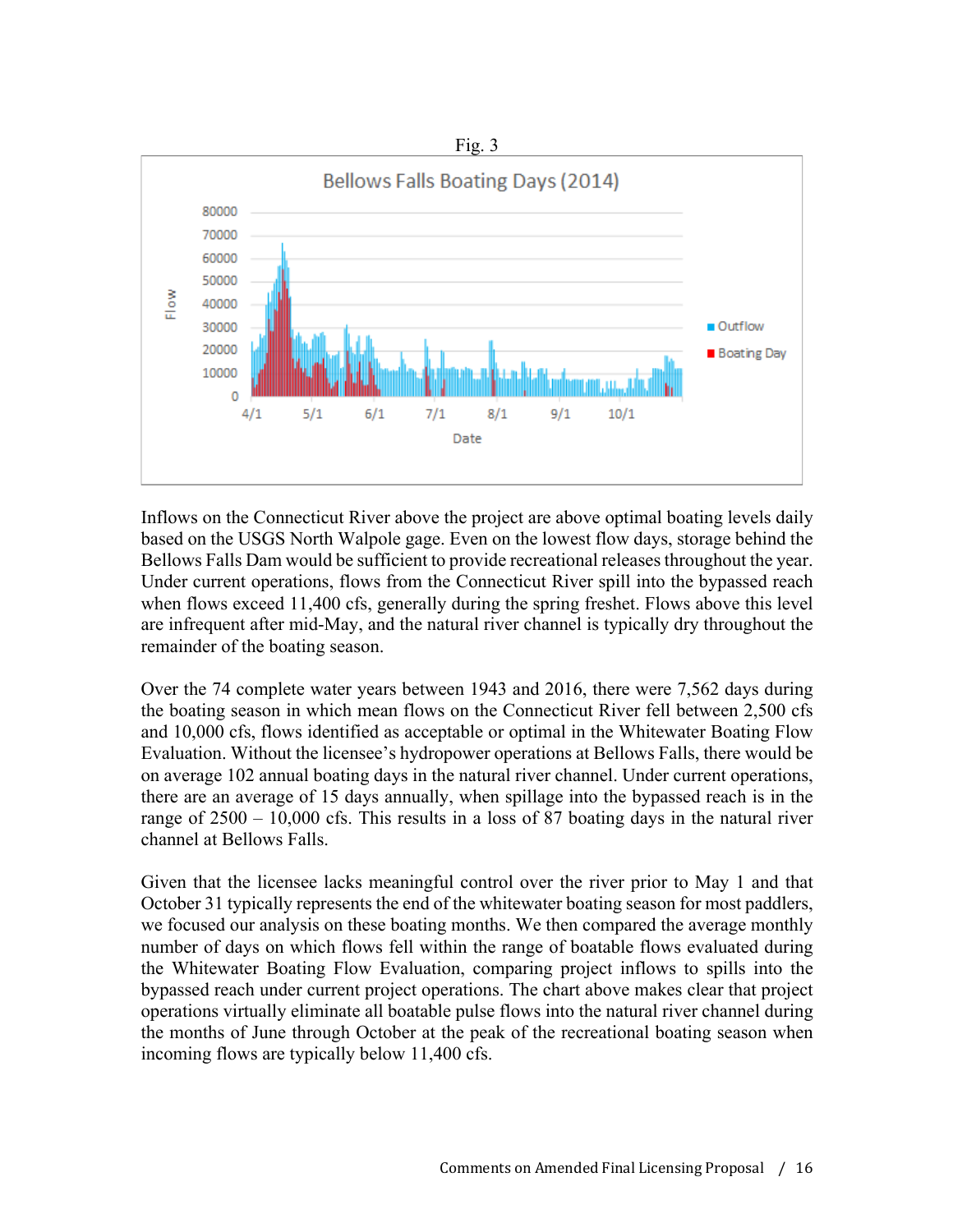Fig. 3

Inflows on the Connecticut River above the project are above optimal boating levels daily based on the USGS North Walpole gage. Even on the lowest flow days, storage behind the Bellows Falls Dam would be sufficient to provide recreational releases throughout the year. Under current operations, flows from the Connecticut River spill into the bypassed reach when flows exceed 11,400 cfs, generally during the spring freshet. Flows above this level are infrequent after mid-May, and the natural river channel is typically dry throughout the remainder of the boating season.

Over the 74 complete water years between 1943 and 2016, there were 7,562 days during the boating season in which mean flows on the Connecticut River fell between 2,500 cfs and 10,000 cfs, flows identified as acceptable or optimal in the Whitewater Boating Flow Evaluation. Without the licensee's hydropower operations at Bellows Falls, there would be on average 102 annual boating days in the natural river channel. Under current operations, there are an average of 15 days annually, when spillage into the bypassed reach is in the range of 2500 – 10,000 cfs. This results in a loss of 87 boating days in the natural river channel at Bellows Falls.

Given that the licensee lacks meaningful control over the river prior to May 1 and that October 31 typically represents the end of the whitewater boating season for most paddlers, we focused our analysis on these boating months. We then compared the average monthly number of days on which flows fell within the range of boatable flows evaluated during the Whitewater Boating Flow Evaluation, comparing project inflows to spills into the bypassed reach under current project operations. The chart above makes clear that project operations virtually eliminate all boatable pulse flows into the natural river channel during the months of June through October at the peak of the recreational boating season when incoming flows are typically below 11,400 cfs.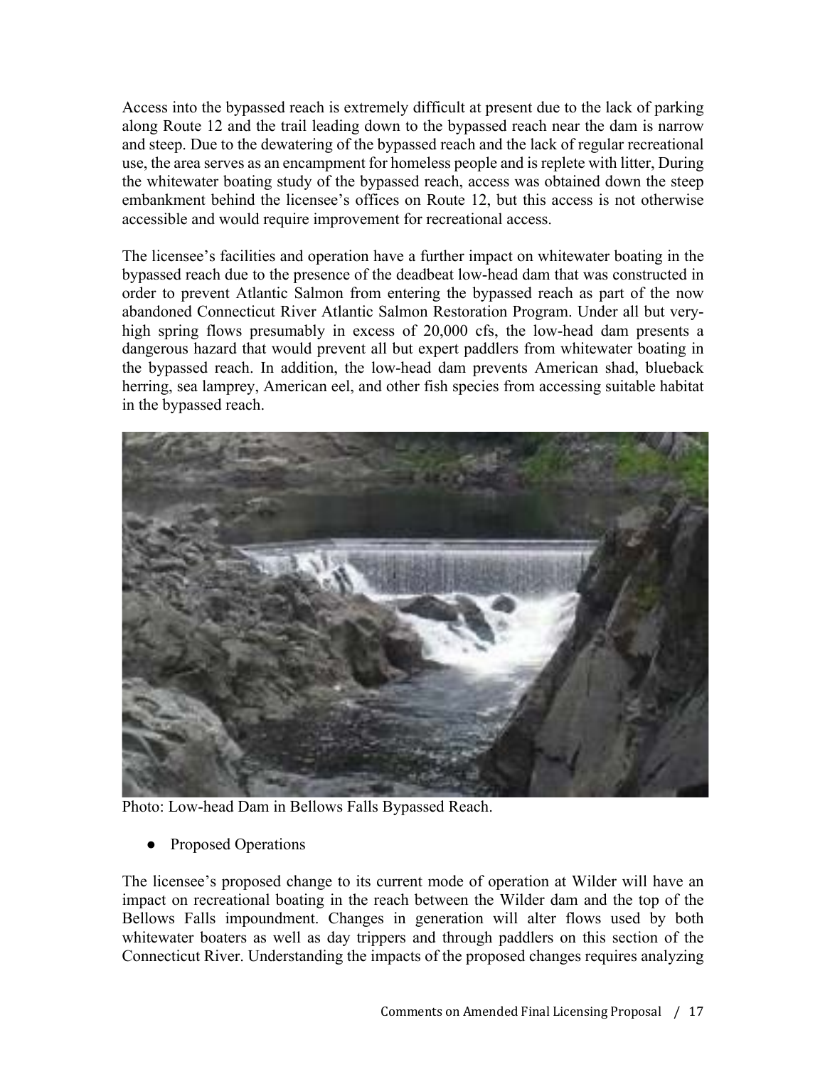Access into the bypassed reach is extremely difficult at present due to the lack of parking along Route 12 and the trail leading down to the bypassed reach near the dam is narrow and steep. Due to the dewatering of the bypassed reach and the lack of regular recreational use, the area serves as an encampment for homeless people and is replete with litter, During the whitewater boating study of the bypassed reach, access was obtained down the steep embankment behind the licensee's offices on Route 12, but this access is not otherwise accessible and would require improvement for recreational access.

The licensee's facilities and operation have a further impact on whitewater boating in the bypassed reach due to the presence of the deadbeat low-head dam that was constructed in order to prevent Atlantic Salmon from entering the bypassed reach as part of the now abandoned Connecticut River Atlantic Salmon Restoration Program. Under all but very-high spring flows presumably in excess of 20,000 cfs, the low-head dam presents a dangerous hazard that would prevent all but expert paddlers from whitewater boating in the bypassed reach. In addition, the low-head dam prevents American shad, blueback herring, sea lamprey, American eel, and other fish species from accessing suitable habitat in the bypassed reach.

Photo: Low-head Dam in Bellows Falls Bypassed Reach.

- Proposed Operations

The licensee's proposed change to its current mode of operation at Wilder will have an impact on recreational boating in the reach between the Wilder dam and the top of the Bellows Falls impoundment. Changes in generation will alter flows used by both whitewater boaters as well as day trippers and through paddlers on this section of the Connecticut River. Understanding the impacts of the proposed changes requires analyzing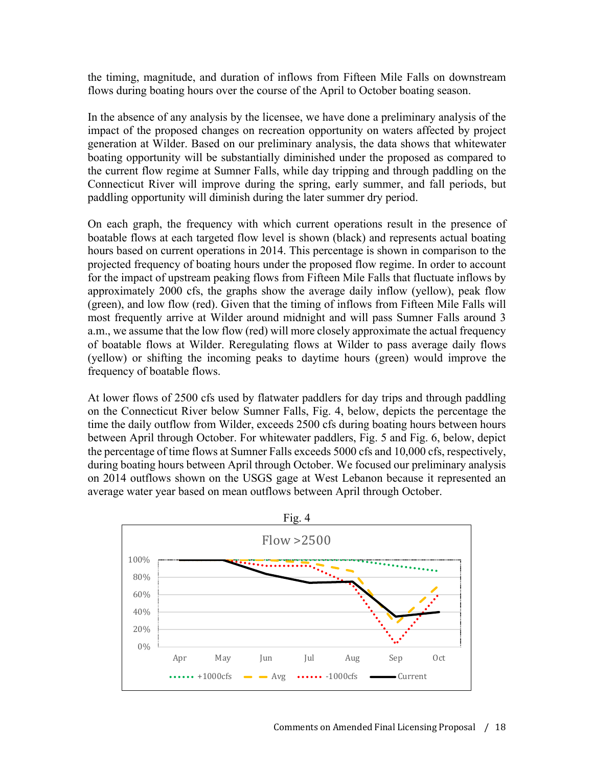the timing, magnitude, and duration of inflows from Fifteen Mile Falls on downstream flows during boating hours over the course of the April to October boating season.

In the absence of any analysis by the licensee, we have done a preliminary analysis of the impact of the proposed changes on recreation opportunity on waters affected by project generation at Wilder. Based on our preliminary analysis, the data shows that whitewater boating opportunity will be substantially diminished under the proposed as compared to the current flow regime at Sumner Falls, while day tripping and through paddling on the Connecticut River will improve during the spring, early summer, and fall periods, but paddling opportunity will diminish during the later summer dry period.

On each graph, the frequency with which current operations result in the presence of boatable flows at each targeted flow level is shown (black) and represents actual boating hours based on current operations in 2014. This percentage is shown in comparison to the projected frequency of boating hours under the proposed flow regime. In order to account for the impact of upstream peaking flows from Fifteen Mile Falls that fluctuate inflows by approximately 2000 cfs, the graphs show the average daily inflow (yellow), peak flow (green), and low flow (red). Given that the timing of inflows from Fifteen Mile Falls will most frequently arrive at Wilder around midnight and will pass Sumner Falls around 3 a.m., we assume that the low flow (red) will more closely approximate the actual frequency of boatable flows at Wilder. Reregulating flows at Wilder to pass average daily flows (yellow) or shifting the incoming peaks to daytime hours (green) would improve the frequency of boatable flows.

At lower flows of 2500 cfs used by flatwater paddlers for day trips and through paddling on the Connecticut River below Sumner Falls, Fig. 4, below, depicts the percentage the time the daily outflow from Wilder, exceeds 2500 cfs during boating hours between hours between April through October. For whitewater paddlers, Fig. 5 and Fig. 6, below, depict the percentage of time flows at Sumner Falls exceeds 5000 cfs and 10,000 cfs, respectively, during boating hours between April through October. We focused our preliminary analysis on 2014 outflows shown on the USGS gage at West Lebanon because it represented an average water year based on mean outflows between April through October.

Fig. 4

Flow >2500

(Chart: y-axis 0%–100%; x-axis Apr, May, Jun, Jul, Aug, Sep, Oct; legend: +1000cfs, Avg, -1000cfs, Current)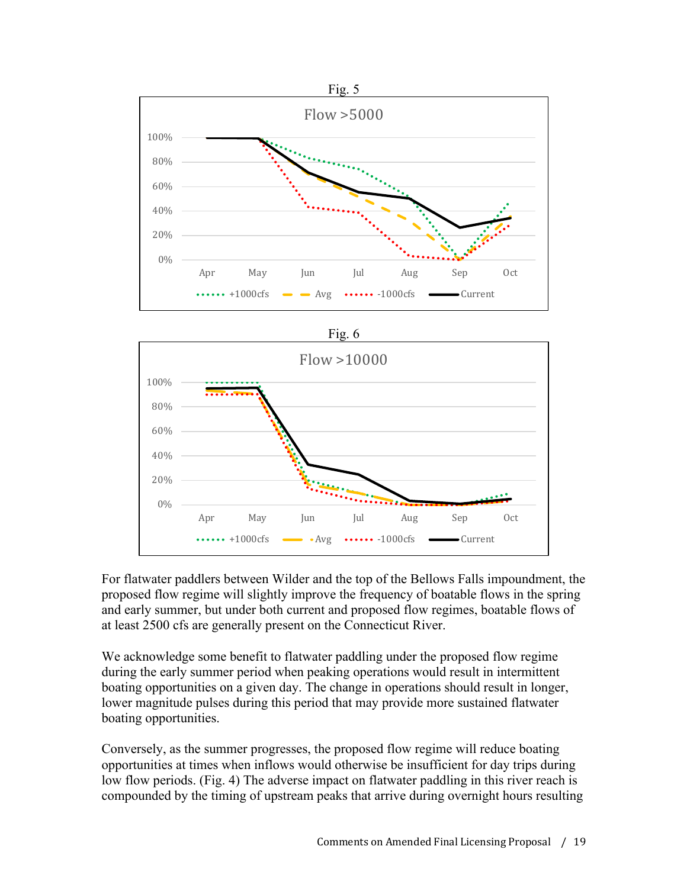Fig. 5

Fig. 6

For flatwater paddlers between Wilder and the top of the Bellows Falls impoundment, the proposed flow regime will slightly improve the frequency of boatable flows in the spring and early summer, but under both current and proposed flow regimes, boatable flows of at least 2500 cfs are generally present on the Connecticut River.

We acknowledge some benefit to flatwater paddling under the proposed flow regime during the early summer period when peaking operations would result in intermittent boating opportunities on a given day. The change in operations should result in longer, lower magnitude pulses during this period that may provide more sustained flatwater boating opportunities.

Conversely, as the summer progresses, the proposed flow regime will reduce boating opportunities at times when inflows would otherwise be insufficient for day trips during low flow periods. (Fig. 4) The adverse impact on flatwater paddling in this river reach is compounded by the timing of upstream peaks that arrive during overnight hours resulting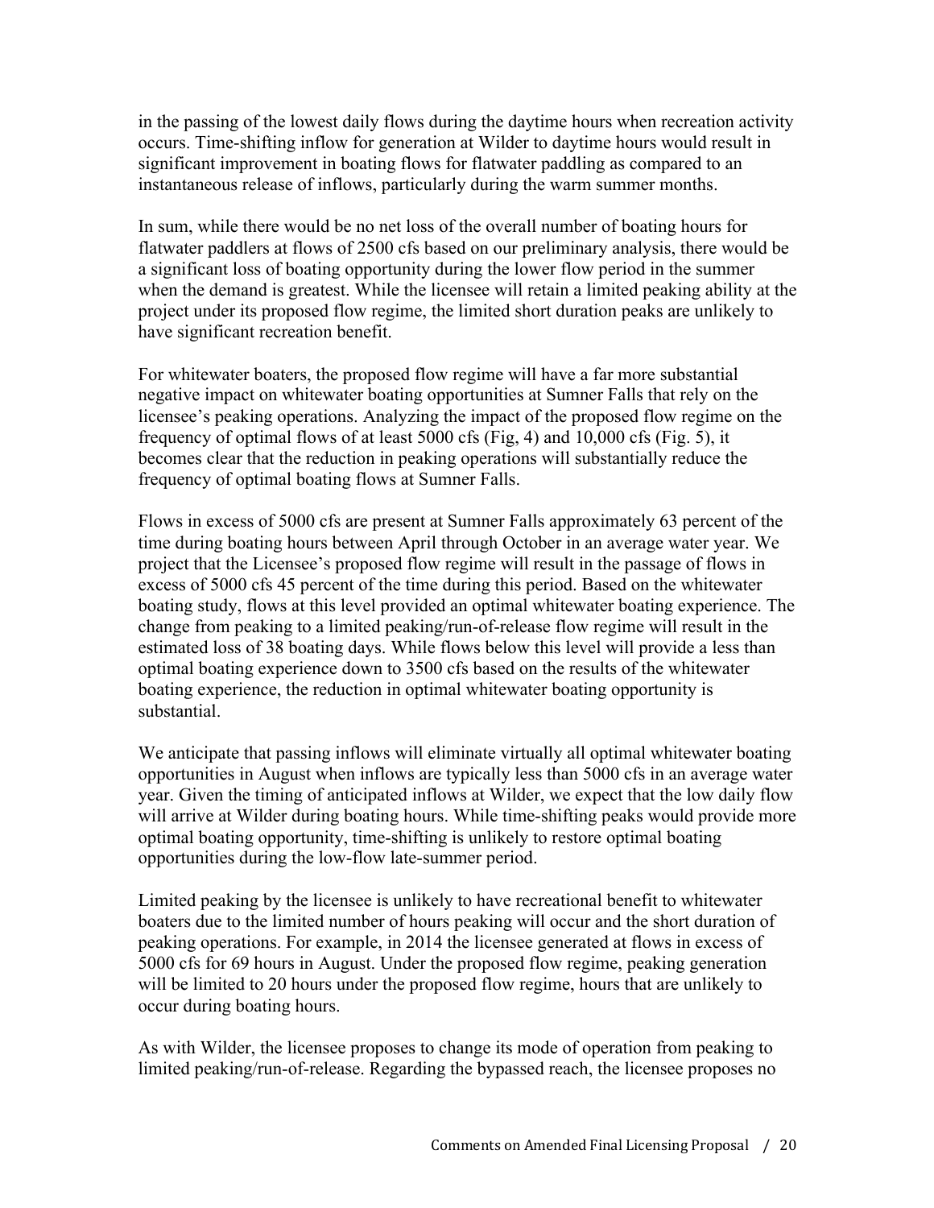in the passing of the lowest daily flows during the daytime hours when recreation activity occurs. Time-shifting inflow for generation at Wilder to daytime hours would result in significant improvement in boating flows for flatwater paddling as compared to an instantaneous release of inflows, particularly during the warm summer months.

In sum, while there would be no net loss of the overall number of boating hours for flatwater paddlers at flows of 2500 cfs based on our preliminary analysis, there would be a significant loss of boating opportunity during the lower flow period in the summer when the demand is greatest. While the licensee will retain a limited peaking ability at the project under its proposed flow regime, the limited short duration peaks are unlikely to have significant recreation benefit.

For whitewater boaters, the proposed flow regime will have a far more substantial negative impact on whitewater boating opportunities at Sumner Falls that rely on the licensee's peaking operations. Analyzing the impact of the proposed flow regime on the frequency of optimal flows of at least 5000 cfs (Fig, 4) and 10,000 cfs (Fig. 5), it becomes clear that the reduction in peaking operations will substantially reduce the frequency of optimal boating flows at Sumner Falls.

Flows in excess of 5000 cfs are present at Sumner Falls approximately 63 percent of the time during boating hours between April through October in an average water year. We project that the Licensee's proposed flow regime will result in the passage of flows in excess of 5000 cfs 45 percent of the time during this period. Based on the whitewater boating study, flows at this level provided an optimal whitewater boating experience. The change from peaking to a limited peaking/run-of-release flow regime will result in the estimated loss of 38 boating days. While flows below this level will provide a less than optimal boating experience down to 3500 cfs based on the results of the whitewater boating experience, the reduction in optimal whitewater boating opportunity is substantial.

We anticipate that passing inflows will eliminate virtually all optimal whitewater boating opportunities in August when inflows are typically less than 5000 cfs in an average water year. Given the timing of anticipated inflows at Wilder, we expect that the low daily flow will arrive at Wilder during boating hours. While time-shifting peaks would provide more optimal boating opportunity, time-shifting is unlikely to restore optimal boating opportunities during the low-flow late-summer period.

Limited peaking by the licensee is unlikely to have recreational benefit to whitewater boaters due to the limited number of hours peaking will occur and the short duration of peaking operations. For example, in 2014 the licensee generated at flows in excess of 5000 cfs for 69 hours in August. Under the proposed flow regime, peaking generation will be limited to 20 hours under the proposed flow regime, hours that are unlikely to occur during boating hours.

As with Wilder, the licensee proposes to change its mode of operation from peaking to limited peaking/run-of-release. Regarding the bypassed reach, the licensee proposes no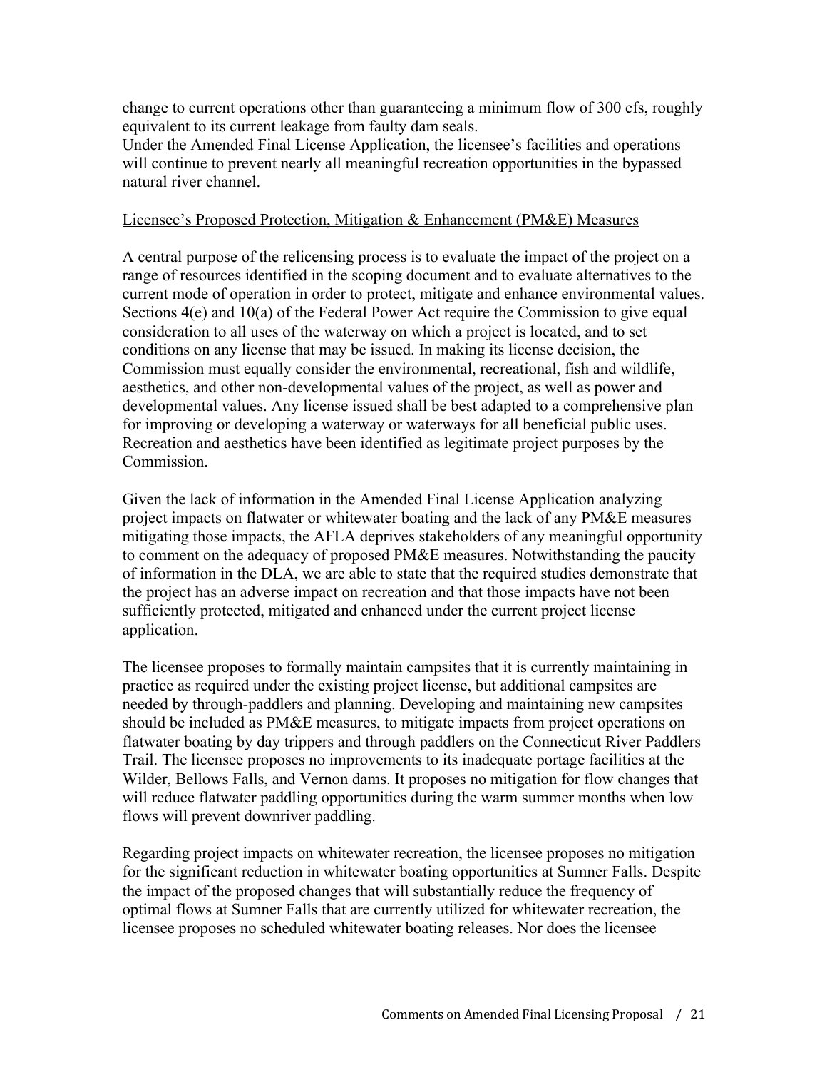change to current operations other than guaranteeing a minimum flow of 300 cfs, roughly equivalent to its current leakage from faulty dam seals.
Under the Amended Final License Application, the licensee's facilities and operations will continue to prevent nearly all meaningful recreation opportunities in the bypassed natural river channel.

<u>Licensee's Proposed Protection, Mitigation & Enhancement (PM&E) Measures</u>

A central purpose of the relicensing process is to evaluate the impact of the project on a range of resources identified in the scoping document and to evaluate alternatives to the current mode of operation in order to protect, mitigate and enhance environmental values. Sections 4(e) and 10(a) of the Federal Power Act require the Commission to give equal consideration to all uses of the waterway on which a project is located, and to set conditions on any license that may be issued. In making its license decision, the Commission must equally consider the environmental, recreational, fish and wildlife, aesthetics, and other non-developmental values of the project, as well as power and developmental values. Any license issued shall be best adapted to a comprehensive plan for improving or developing a waterway or waterways for all beneficial public uses. Recreation and aesthetics have been identified as legitimate project purposes by the Commission.

Given the lack of information in the Amended Final License Application analyzing project impacts on flatwater or whitewater boating and the lack of any PM&E measures mitigating those impacts, the AFLA deprives stakeholders of any meaningful opportunity to comment on the adequacy of proposed PM&E measures. Notwithstanding the paucity of information in the DLA, we are able to state that the required studies demonstrate that the project has an adverse impact on recreation and that those impacts have not been sufficiently protected, mitigated and enhanced under the current project license application.

The licensee proposes to formally maintain campsites that it is currently maintaining in practice as required under the existing project license, but additional campsites are needed by through-paddlers and planning. Developing and maintaining new campsites should be included as PM&E measures, to mitigate impacts from project operations on flatwater boating by day trippers and through paddlers on the Connecticut River Paddlers Trail. The licensee proposes no improvements to its inadequate portage facilities at the Wilder, Bellows Falls, and Vernon dams. It proposes no mitigation for flow changes that will reduce flatwater paddling opportunities during the warm summer months when low flows will prevent downriver paddling.

Regarding project impacts on whitewater recreation, the licensee proposes no mitigation for the significant reduction in whitewater boating opportunities at Sumner Falls. Despite the impact of the proposed changes that will substantially reduce the frequency of optimal flows at Sumner Falls that are currently utilized for whitewater recreation, the licensee proposes no scheduled whitewater boating releases. Nor does the licensee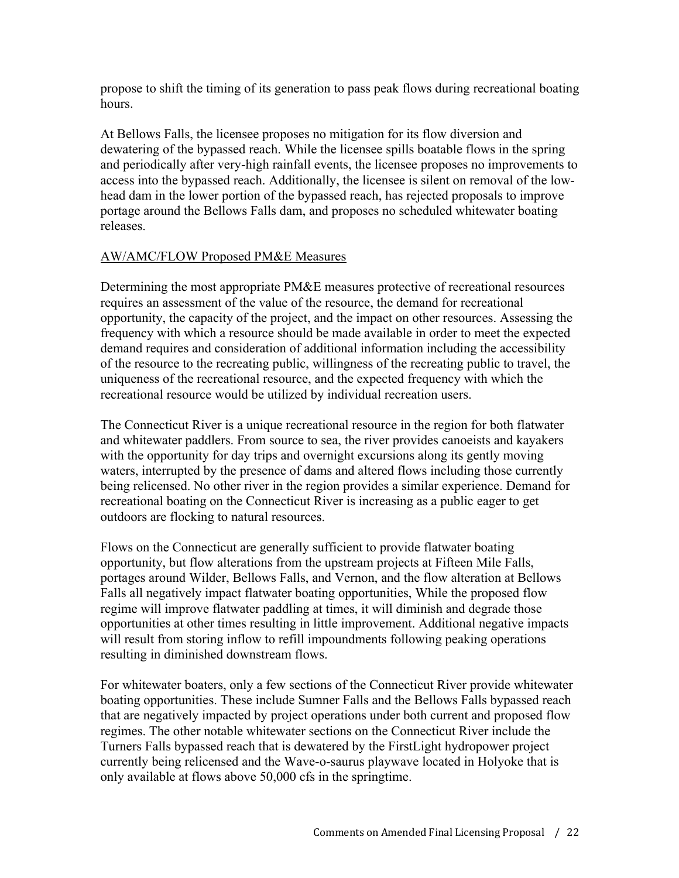propose to shift the timing of its generation to pass peak flows during recreational boating hours.

At Bellows Falls, the licensee proposes no mitigation for its flow diversion and dewatering of the bypassed reach. While the licensee spills boatable flows in the spring and periodically after very-high rainfall events, the licensee proposes no improvements to access into the bypassed reach. Additionally, the licensee is silent on removal of the low-head dam in the lower portion of the bypassed reach, has rejected proposals to improve portage around the Bellows Falls dam, and proposes no scheduled whitewater boating releases.

AW/AMC/FLOW Proposed PM&E Measures

Determining the most appropriate PM&E measures protective of recreational resources requires an assessment of the value of the resource, the demand for recreational opportunity, the capacity of the project, and the impact on other resources. Assessing the frequency with which a resource should be made available in order to meet the expected demand requires and consideration of additional information including the accessibility of the resource to the recreating public, willingness of the recreating public to travel, the uniqueness of the recreational resource, and the expected frequency with which the recreational resource would be utilized by individual recreation users.

The Connecticut River is a unique recreational resource in the region for both flatwater and whitewater paddlers. From source to sea, the river provides canoeists and kayakers with the opportunity for day trips and overnight excursions along its gently moving waters, interrupted by the presence of dams and altered flows including those currently being relicensed. No other river in the region provides a similar experience. Demand for recreational boating on the Connecticut River is increasing as a public eager to get outdoors are flocking to natural resources.

Flows on the Connecticut are generally sufficient to provide flatwater boating opportunity, but flow alterations from the upstream projects at Fifteen Mile Falls, portages around Wilder, Bellows Falls, and Vernon, and the flow alteration at Bellows Falls all negatively impact flatwater boating opportunities, While the proposed flow regime will improve flatwater paddling at times, it will diminish and degrade those opportunities at other times resulting in little improvement. Additional negative impacts will result from storing inflow to refill impoundments following peaking operations resulting in diminished downstream flows.

For whitewater boaters, only a few sections of the Connecticut River provide whitewater boating opportunities. These include Sumner Falls and the Bellows Falls bypassed reach that are negatively impacted by project operations under both current and proposed flow regimes. The other notable whitewater sections on the Connecticut River include the Turners Falls bypassed reach that is dewatered by the FirstLight hydropower project currently being relicensed and the Wave-o-saurus playwave located in Holyoke that is only available at flows above 50,000 cfs in the springtime.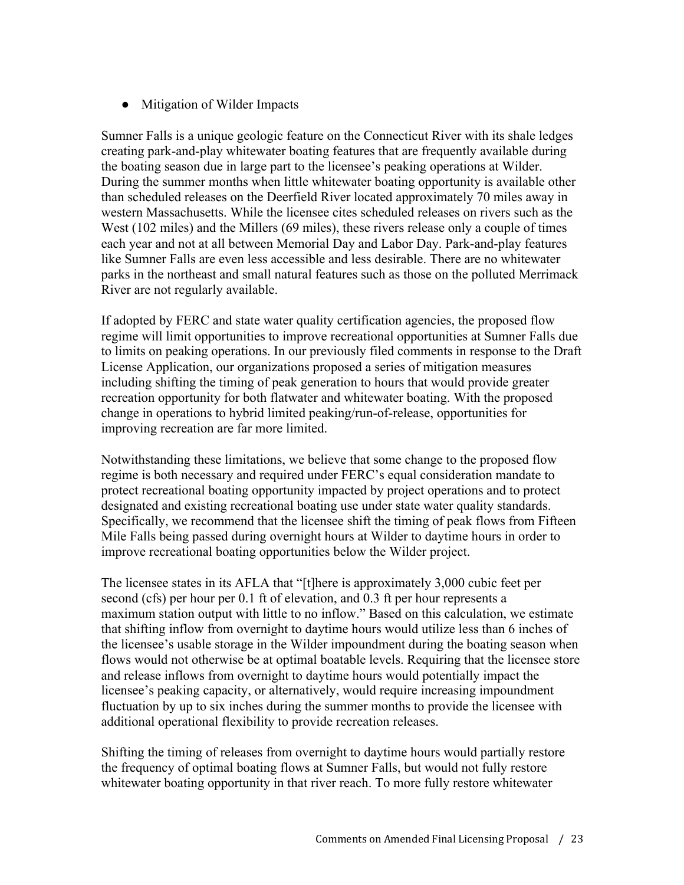- Mitigation of Wilder Impacts

Sumner Falls is a unique geologic feature on the Connecticut River with its shale ledges creating park-and-play whitewater boating features that are frequently available during the boating season due in large part to the licensee's peaking operations at Wilder. During the summer months when little whitewater boating opportunity is available other than scheduled releases on the Deerfield River located approximately 70 miles away in western Massachusetts. While the licensee cites scheduled releases on rivers such as the West (102 miles) and the Millers (69 miles), these rivers release only a couple of times each year and not at all between Memorial Day and Labor Day. Park-and-play features like Sumner Falls are even less accessible and less desirable. There are no whitewater parks in the northeast and small natural features such as those on the polluted Merrimack River are not regularly available.

If adopted by FERC and state water quality certification agencies, the proposed flow regime will limit opportunities to improve recreational opportunities at Sumner Falls due to limits on peaking operations. In our previously filed comments in response to the Draft License Application, our organizations proposed a series of mitigation measures including shifting the timing of peak generation to hours that would provide greater recreation opportunity for both flatwater and whitewater boating. With the proposed change in operations to hybrid limited peaking/run-of-release, opportunities for improving recreation are far more limited.

Notwithstanding these limitations, we believe that some change to the proposed flow regime is both necessary and required under FERC's equal consideration mandate to protect recreational boating opportunity impacted by project operations and to protect designated and existing recreational boating use under state water quality standards. Specifically, we recommend that the licensee shift the timing of peak flows from Fifteen Mile Falls being passed during overnight hours at Wilder to daytime hours in order to improve recreational boating opportunities below the Wilder project.

The licensee states in its AFLA that "[t]here is approximately 3,000 cubic feet per second (cfs) per hour per 0.1 ft of elevation, and 0.3 ft per hour represents a maximum station output with little to no inflow." Based on this calculation, we estimate that shifting inflow from overnight to daytime hours would utilize less than 6 inches of the licensee's usable storage in the Wilder impoundment during the boating season when flows would not otherwise be at optimal boatable levels. Requiring that the licensee store and release inflows from overnight to daytime hours would potentially impact the licensee's peaking capacity, or alternatively, would require increasing impoundment fluctuation by up to six inches during the summer months to provide the licensee with additional operational flexibility to provide recreation releases.

Shifting the timing of releases from overnight to daytime hours would partially restore the frequency of optimal boating flows at Sumner Falls, but would not fully restore whitewater boating opportunity in that river reach. To more fully restore whitewater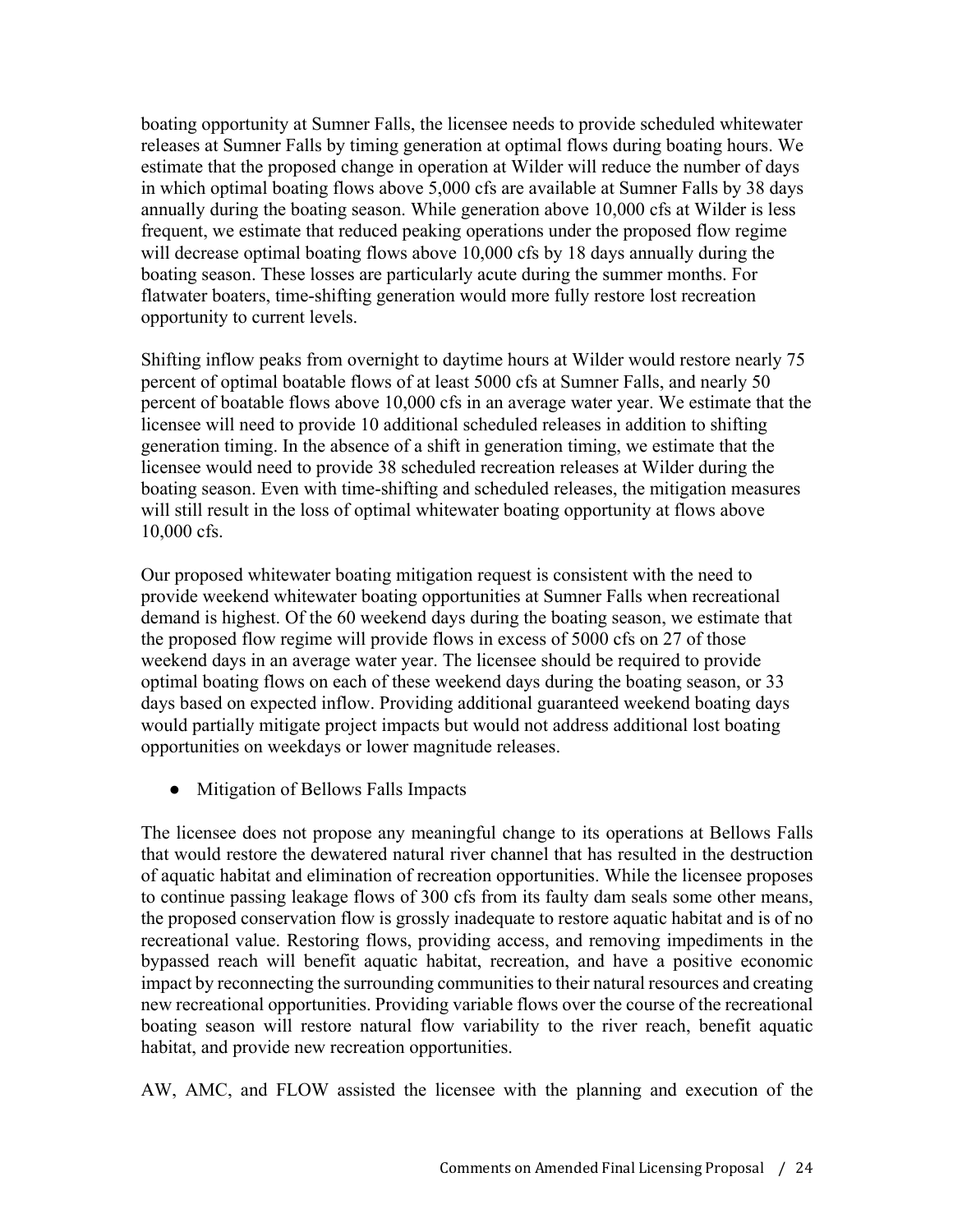boating opportunity at Sumner Falls, the licensee needs to provide scheduled whitewater releases at Sumner Falls by timing generation at optimal flows during boating hours. We estimate that the proposed change in operation at Wilder will reduce the number of days in which optimal boating flows above 5,000 cfs are available at Sumner Falls by 38 days annually during the boating season. While generation above 10,000 cfs at Wilder is less frequent, we estimate that reduced peaking operations under the proposed flow regime will decrease optimal boating flows above 10,000 cfs by 18 days annually during the boating season. These losses are particularly acute during the summer months. For flatwater boaters, time-shifting generation would more fully restore lost recreation opportunity to current levels.

Shifting inflow peaks from overnight to daytime hours at Wilder would restore nearly 75 percent of optimal boatable flows of at least 5000 cfs at Sumner Falls, and nearly 50 percent of boatable flows above 10,000 cfs in an average water year. We estimate that the licensee will need to provide 10 additional scheduled releases in addition to shifting generation timing. In the absence of a shift in generation timing, we estimate that the licensee would need to provide 38 scheduled recreation releases at Wilder during the boating season. Even with time-shifting and scheduled releases, the mitigation measures will still result in the loss of optimal whitewater boating opportunity at flows above 10,000 cfs.

Our proposed whitewater boating mitigation request is consistent with the need to provide weekend whitewater boating opportunities at Sumner Falls when recreational demand is highest. Of the 60 weekend days during the boating season, we estimate that the proposed flow regime will provide flows in excess of 5000 cfs on 27 of those weekend days in an average water year. The licensee should be required to provide optimal boating flows on each of these weekend days during the boating season, or 33 days based on expected inflow. Providing additional guaranteed weekend boating days would partially mitigate project impacts but would not address additional lost boating opportunities on weekdays or lower magnitude releases.

- Mitigation of Bellows Falls Impacts

The licensee does not propose any meaningful change to its operations at Bellows Falls that would restore the dewatered natural river channel that has resulted in the destruction of aquatic habitat and elimination of recreation opportunities. While the licensee proposes to continue passing leakage flows of 300 cfs from its faulty dam seals some other means, the proposed conservation flow is grossly inadequate to restore aquatic habitat and is of no recreational value. Restoring flows, providing access, and removing impediments in the bypassed reach will benefit aquatic habitat, recreation, and have a positive economic impact by reconnecting the surrounding communities to their natural resources and creating new recreational opportunities. Providing variable flows over the course of the recreational boating season will restore natural flow variability to the river reach, benefit aquatic habitat, and provide new recreation opportunities.

AW, AMC, and FLOW assisted the licensee with the planning and execution of the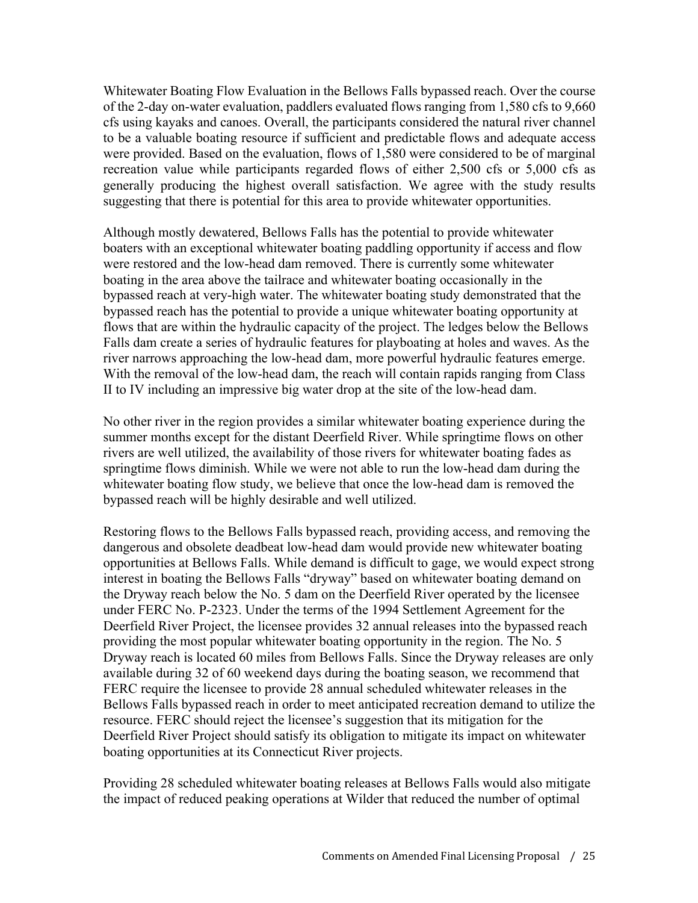Whitewater Boating Flow Evaluation in the Bellows Falls bypassed reach. Over the course of the 2-day on-water evaluation, paddlers evaluated flows ranging from 1,580 cfs to 9,660 cfs using kayaks and canoes. Overall, the participants considered the natural river channel to be a valuable boating resource if sufficient and predictable flows and adequate access were provided. Based on the evaluation, flows of 1,580 were considered to be of marginal recreation value while participants regarded flows of either 2,500 cfs or 5,000 cfs as generally producing the highest overall satisfaction. We agree with the study results suggesting that there is potential for this area to provide whitewater opportunities.

Although mostly dewatered, Bellows Falls has the potential to provide whitewater boaters with an exceptional whitewater boating paddling opportunity if access and flow were restored and the low-head dam removed. There is currently some whitewater boating in the area above the tailrace and whitewater boating occasionally in the bypassed reach at very-high water. The whitewater boating study demonstrated that the bypassed reach has the potential to provide a unique whitewater boating opportunity at flows that are within the hydraulic capacity of the project. The ledges below the Bellows Falls dam create a series of hydraulic features for playboating at holes and waves. As the river narrows approaching the low-head dam, more powerful hydraulic features emerge. With the removal of the low-head dam, the reach will contain rapids ranging from Class II to IV including an impressive big water drop at the site of the low-head dam.

No other river in the region provides a similar whitewater boating experience during the summer months except for the distant Deerfield River. While springtime flows on other rivers are well utilized, the availability of those rivers for whitewater boating fades as springtime flows diminish. While we were not able to run the low-head dam during the whitewater boating flow study, we believe that once the low-head dam is removed the bypassed reach will be highly desirable and well utilized.

Restoring flows to the Bellows Falls bypassed reach, providing access, and removing the dangerous and obsolete deadbeat low-head dam would provide new whitewater boating opportunities at Bellows Falls. While demand is difficult to gage, we would expect strong interest in boating the Bellows Falls "dryway" based on whitewater boating demand on the Dryway reach below the No. 5 dam on the Deerfield River operated by the licensee under FERC No. P-2323. Under the terms of the 1994 Settlement Agreement for the Deerfield River Project, the licensee provides 32 annual releases into the bypassed reach providing the most popular whitewater boating opportunity in the region. The No. 5 Dryway reach is located 60 miles from Bellows Falls. Since the Dryway releases are only available during 32 of 60 weekend days during the boating season, we recommend that FERC require the licensee to provide 28 annual scheduled whitewater releases in the Bellows Falls bypassed reach in order to meet anticipated recreation demand to utilize the resource. FERC should reject the licensee's suggestion that its mitigation for the Deerfield River Project should satisfy its obligation to mitigate its impact on whitewater boating opportunities at its Connecticut River projects.

Providing 28 scheduled whitewater boating releases at Bellows Falls would also mitigate the impact of reduced peaking operations at Wilder that reduced the number of optimal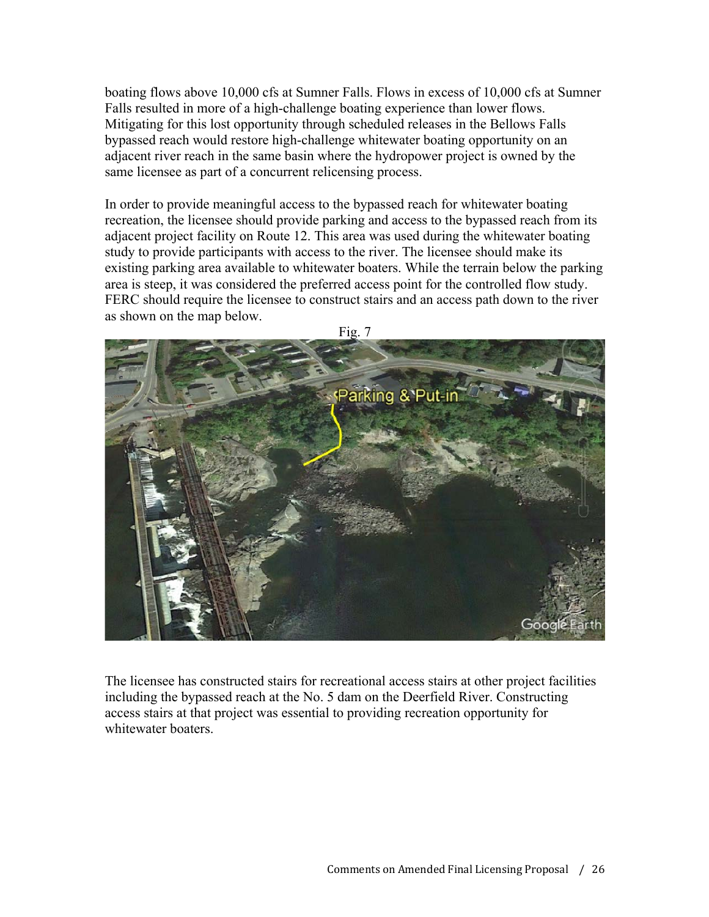boating flows above 10,000 cfs at Sumner Falls. Flows in excess of 10,000 cfs at Sumner Falls resulted in more of a high-challenge boating experience than lower flows. Mitigating for this lost opportunity through scheduled releases in the Bellows Falls bypassed reach would restore high-challenge whitewater boating opportunity on an adjacent river reach in the same basin where the hydropower project is owned by the same licensee as part of a concurrent relicensing process.

In order to provide meaningful access to the bypassed reach for whitewater boating recreation, the licensee should provide parking and access to the bypassed reach from its adjacent project facility on Route 12. This area was used during the whitewater boating study to provide participants with access to the river. The licensee should make its existing parking area available to whitewater boaters. While the terrain below the parking area is steep, it was considered the preferred access point for the controlled flow study. FERC should require the licensee to construct stairs and an access path down to the river as shown on the map below.

Fig. 7

The licensee has constructed stairs for recreational access stairs at other project facilities including the bypassed reach at the No. 5 dam on the Deerfield River. Constructing access stairs at that project was essential to providing recreation opportunity for whitewater boaters.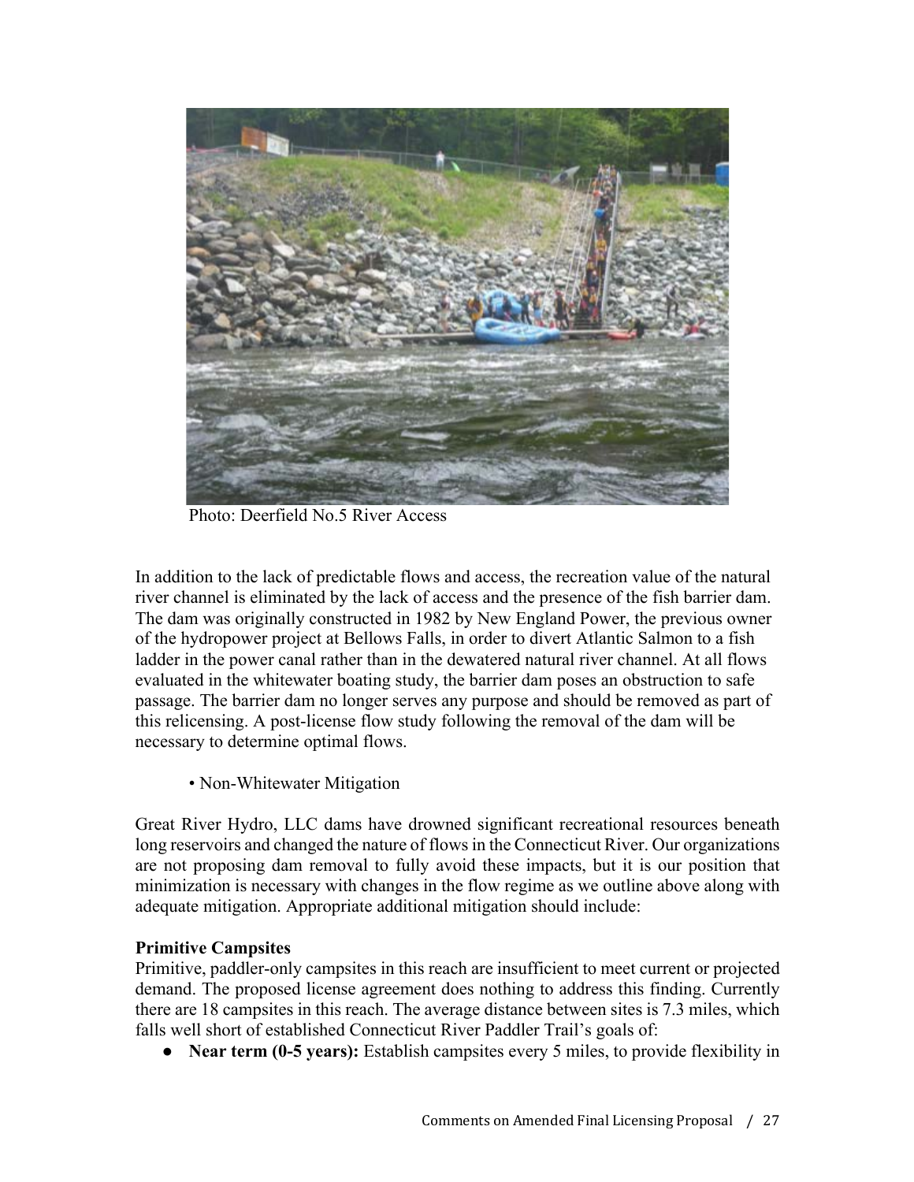Photo: Deerfield No.5 River Access

In addition to the lack of predictable flows and access, the recreation value of the natural river channel is eliminated by the lack of access and the presence of the fish barrier dam. The dam was originally constructed in 1982 by New England Power, the previous owner of the hydropower project at Bellows Falls, in order to divert Atlantic Salmon to a fish ladder in the power canal rather than in the dewatered natural river channel. At all flows evaluated in the whitewater boating study, the barrier dam poses an obstruction to safe passage. The barrier dam no longer serves any purpose and should be removed as part of this relicensing. A post-license flow study following the removal of the dam will be necessary to determine optimal flows.

• Non-Whitewater Mitigation

Great River Hydro, LLC dams have drowned significant recreational resources beneath long reservoirs and changed the nature of flows in the Connecticut River. Our organizations are not proposing dam removal to fully avoid these impacts, but it is our position that minimization is necessary with changes in the flow regime as we outline above along with adequate mitigation. Appropriate additional mitigation should include:

**Primitive Campsites**

Primitive, paddler-only campsites in this reach are insufficient to meet current or projected demand. The proposed license agreement does nothing to address this finding. Currently there are 18 campsites in this reach. The average distance between sites is 7.3 miles, which falls well short of established Connecticut River Paddler Trail's goals of:

- **Near term (0-5 years):** Establish campsites every 5 miles, to provide flexibility in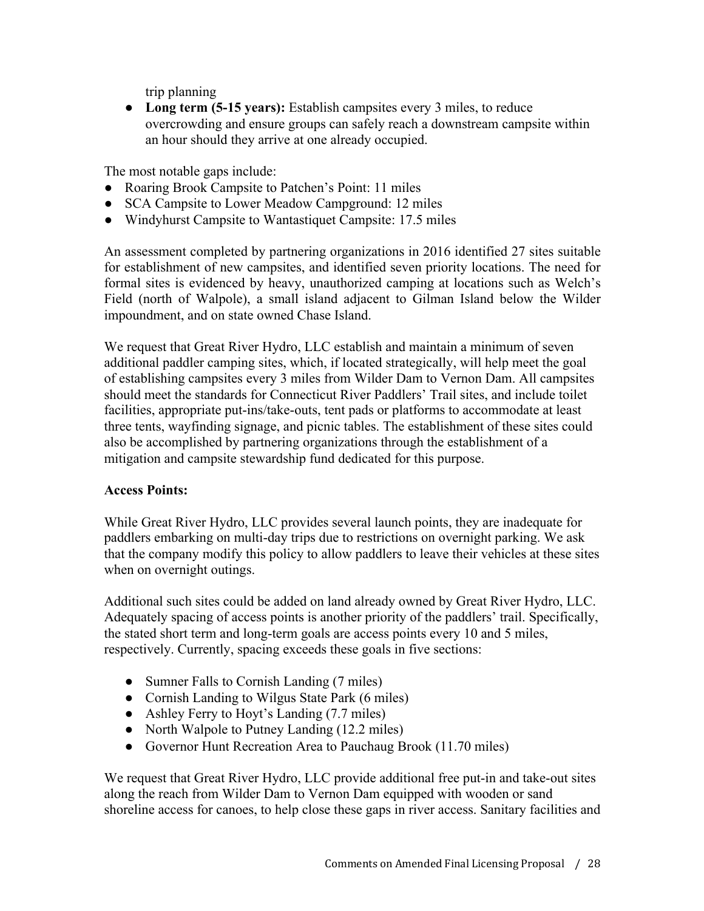trip planning

- **Long term (5-15 years):** Establish campsites every 3 miles, to reduce overcrowding and ensure groups can safely reach a downstream campsite within an hour should they arrive at one already occupied.

The most notable gaps include:

- Roaring Brook Campsite to Patchen's Point: 11 miles
- SCA Campsite to Lower Meadow Campground: 12 miles
- Windyhurst Campsite to Wantastiquet Campsite: 17.5 miles

An assessment completed by partnering organizations in 2016 identified 27 sites suitable for establishment of new campsites, and identified seven priority locations. The need for formal sites is evidenced by heavy, unauthorized camping at locations such as Welch's Field (north of Walpole), a small island adjacent to Gilman Island below the Wilder impoundment, and on state owned Chase Island.

We request that Great River Hydro, LLC establish and maintain a minimum of seven additional paddler camping sites, which, if located strategically, will help meet the goal of establishing campsites every 3 miles from Wilder Dam to Vernon Dam. All campsites should meet the standards for Connecticut River Paddlers' Trail sites, and include toilet facilities, appropriate put-ins/take-outs, tent pads or platforms to accommodate at least three tents, wayfinding signage, and picnic tables. The establishment of these sites could also be accomplished by partnering organizations through the establishment of a mitigation and campsite stewardship fund dedicated for this purpose.

**Access Points:**

While Great River Hydro, LLC provides several launch points, they are inadequate for paddlers embarking on multi-day trips due to restrictions on overnight parking. We ask that the company modify this policy to allow paddlers to leave their vehicles at these sites when on overnight outings.

Additional such sites could be added on land already owned by Great River Hydro, LLC. Adequately spacing of access points is another priority of the paddlers' trail. Specifically, the stated short term and long-term goals are access points every 10 and 5 miles, respectively. Currently, spacing exceeds these goals in five sections:

- Sumner Falls to Cornish Landing (7 miles)
- Cornish Landing to Wilgus State Park (6 miles)
- Ashley Ferry to Hoyt's Landing (7.7 miles)
- North Walpole to Putney Landing (12.2 miles)
- Governor Hunt Recreation Area to Pauchaug Brook (11.70 miles)

We request that Great River Hydro, LLC provide additional free put-in and take-out sites along the reach from Wilder Dam to Vernon Dam equipped with wooden or sand shoreline access for canoes, to help close these gaps in river access. Sanitary facilities and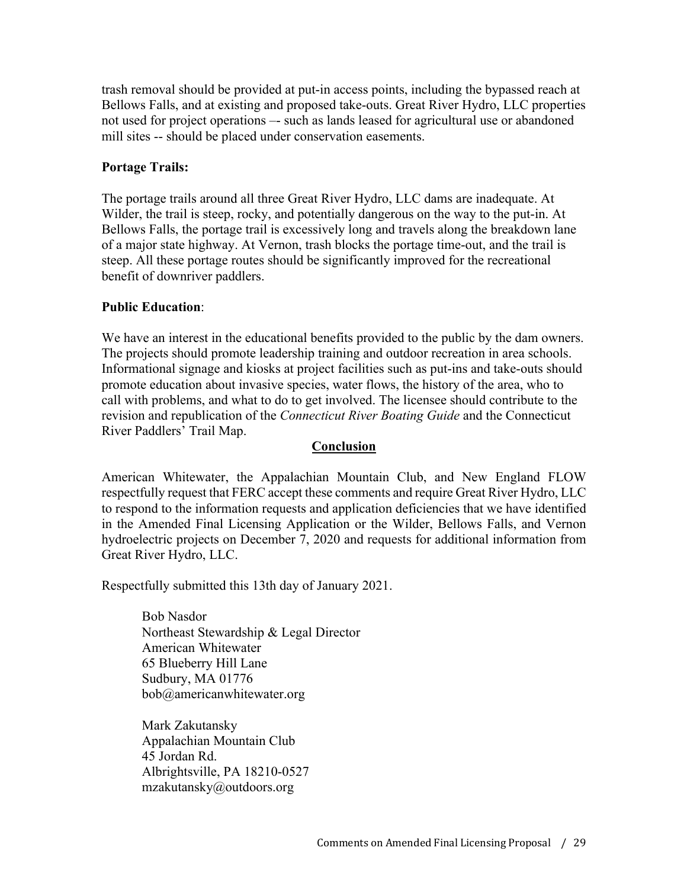trash removal should be provided at put-in access points, including the bypassed reach at Bellows Falls, and at existing and proposed take-outs. Great River Hydro, LLC properties not used for project operations –- such as lands leased for agricultural use or abandoned mill sites -- should be placed under conservation easements.

**Portage Trails:**

The portage trails around all three Great River Hydro, LLC dams are inadequate. At Wilder, the trail is steep, rocky, and potentially dangerous on the way to the put-in. At Bellows Falls, the portage trail is excessively long and travels along the breakdown lane of a major state highway. At Vernon, trash blocks the portage time-out, and the trail is steep. All these portage routes should be significantly improved for the recreational benefit of downriver paddlers.

**Public Education**:

We have an interest in the educational benefits provided to the public by the dam owners. The projects should promote leadership training and outdoor recreation in area schools. Informational signage and kiosks at project facilities such as put-ins and take-outs should promote education about invasive species, water flows, the history of the area, who to call with problems, and what to do to get involved. The licensee should contribute to the revision and republication of the *Connecticut River Boating Guide* and the Connecticut River Paddlers' Trail Map.

## Conclusion

American Whitewater, the Appalachian Mountain Club, and New England FLOW respectfully request that FERC accept these comments and require Great River Hydro, LLC to respond to the information requests and application deficiencies that we have identified in the Amended Final Licensing Application or the Wilder, Bellows Falls, and Vernon hydroelectric projects on December 7, 2020 and requests for additional information from Great River Hydro, LLC.

Respectfully submitted this 13th day of January 2021.

Bob Nasdor
Northeast Stewardship & Legal Director
American Whitewater
65 Blueberry Hill Lane
Sudbury, MA 01776
bob@americanwhitewater.org

Mark Zakutansky
Appalachian Mountain Club
45 Jordan Rd.
Albrightsville, PA 18210-0527
mzakutansky@outdoors.org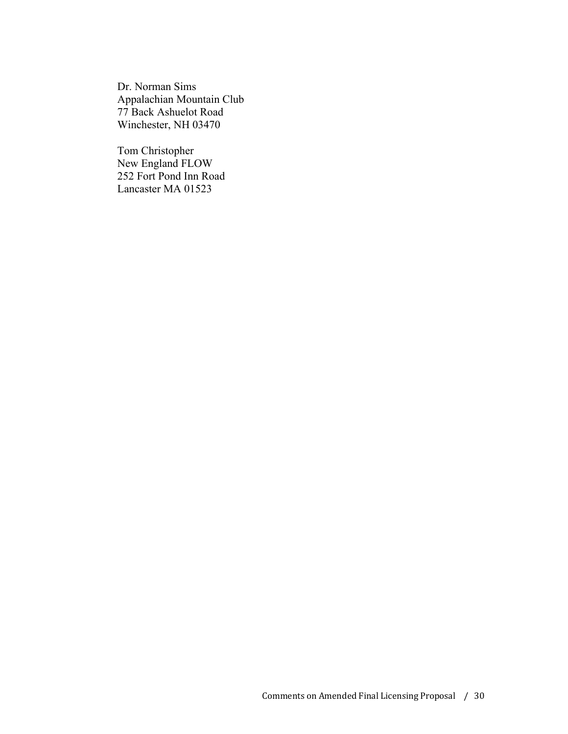Dr. Norman Sims
Appalachian Mountain Club
77 Back Ashuelot Road
Winchester, NH 03470

Tom Christopher
New England FLOW
252 Fort Pond Inn Road
Lancaster MA 01523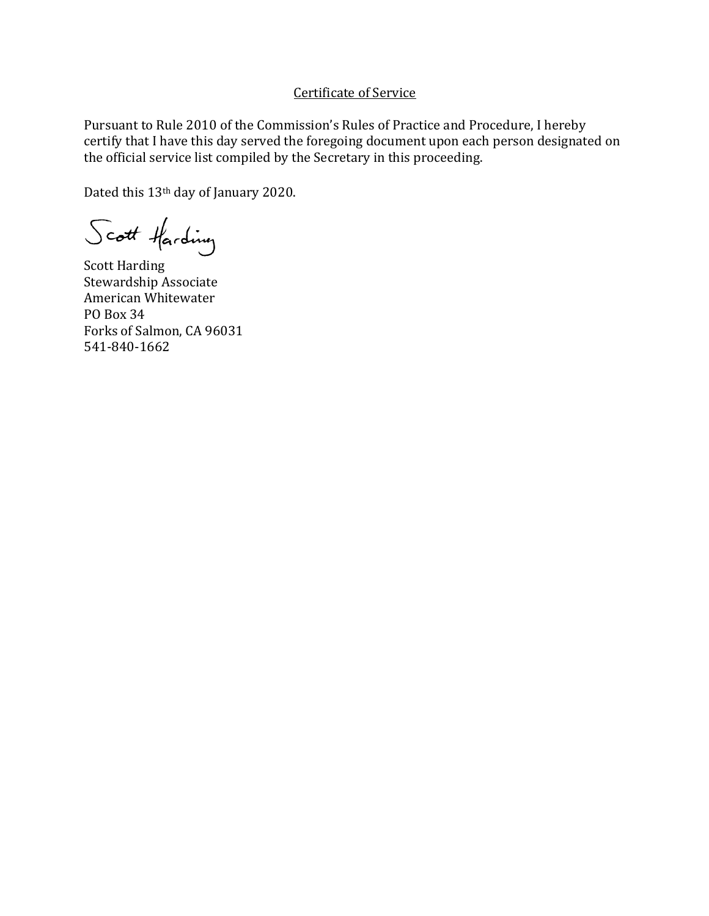Certificate of Service

Pursuant to Rule 2010 of the Commission's Rules of Practice and Procedure, I hereby certify that I have this day served the foregoing document upon each person designated on the official service list compiled by the Secretary in this proceeding.

Dated this 13th day of January 2020.

Scott Harding

Scott Harding
Stewardship Associate
American Whitewater
PO Box 34
Forks of Salmon, CA 96031
541-840-1662